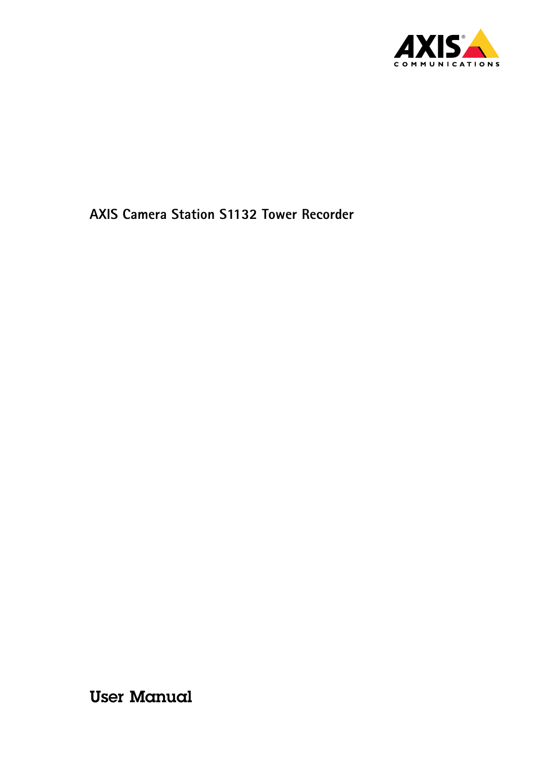# AXIS Camera Station S1132 Tower Recorder

## User Manual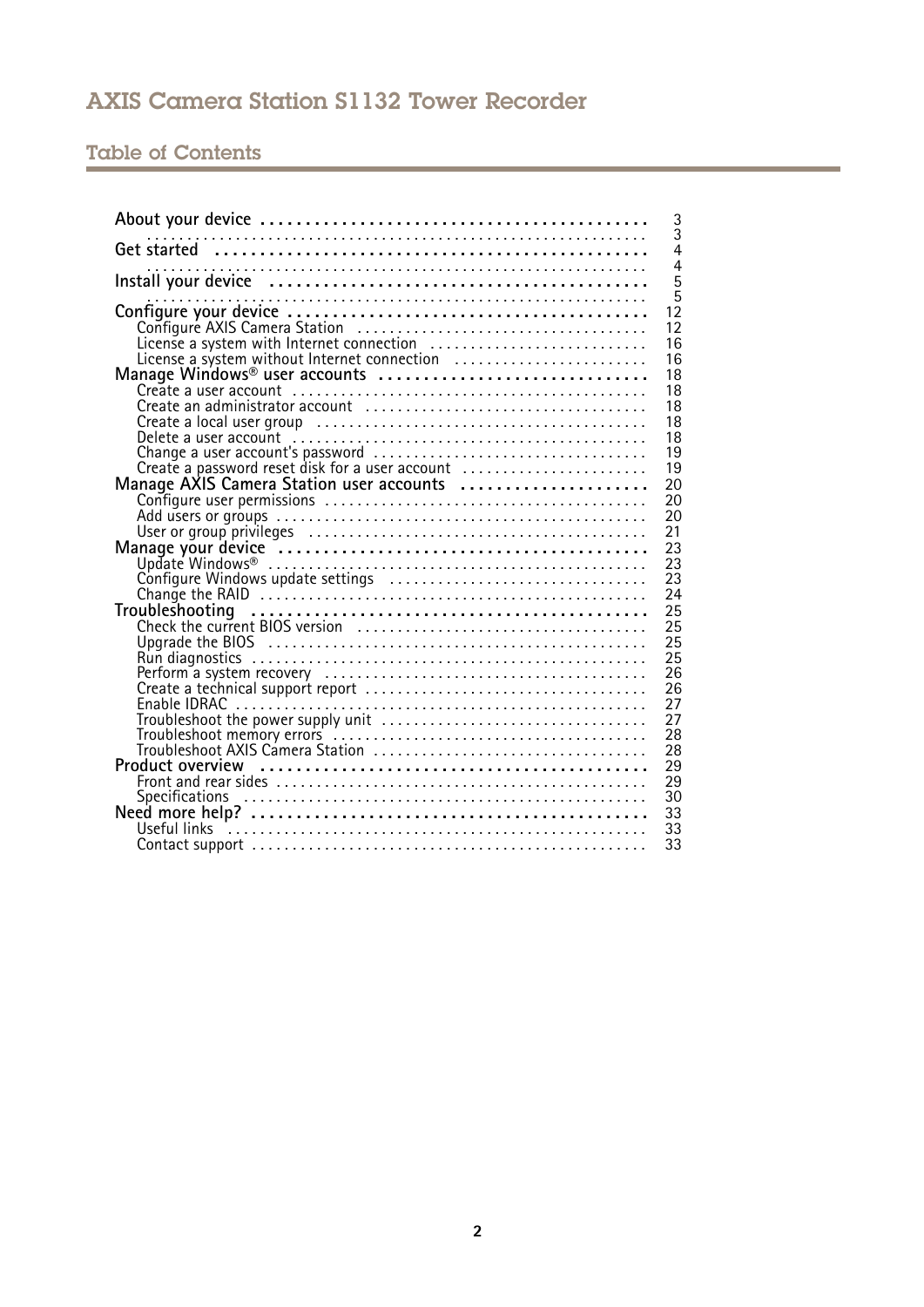# AXIS Camera Station S1132 Tower Recorder

## Table of Contents

- About your device ... 3
- ... 3
- Get started ... 4
- ... 4
- Install your device ... 5
- ... 5
- Configure your device ... 12
  - Configure AXIS Camera Station ... 12
  - License a system with Internet connection ... 16
  - License a system without Internet connection ... 16
- Manage Windows® user accounts ... 18
  - Create a user account ... 18
  - Create an administrator account ... 18
  - Create a local user group ... 18
  - Delete a user account ... 18
  - Change a user account's password ... 19
  - Create a password reset disk for a user account ... 19
- Manage AXIS Camera Station user accounts ... 20
  - Configure user permissions ... 20
  - Add users or groups ... 20
  - User or group privileges ... 21
- Manage your device ... 23
  - Update Windows® ... 23
  - Configure Windows update settings ... 23
  - Change the RAID ... 24
- Troubleshooting ... 25
  - Check the current BIOS version ... 25
  - Upgrade the BIOS ... 25
  - Run diagnostics ... 25
  - Perform a system recovery ... 26
  - Create a technical support report ... 26
  - Enable IDRAC ... 27
  - Troubleshoot the power supply unit ... 27
  - Troubleshoot memory errors ... 28
  - Troubleshoot AXIS Camera Station ... 28
- Product overview ... 29
  - Front and rear sides ... 29
  - Specifications ... 30
- Need more help? ... 33
  - Useful links ... 33
  - Contact support ... 33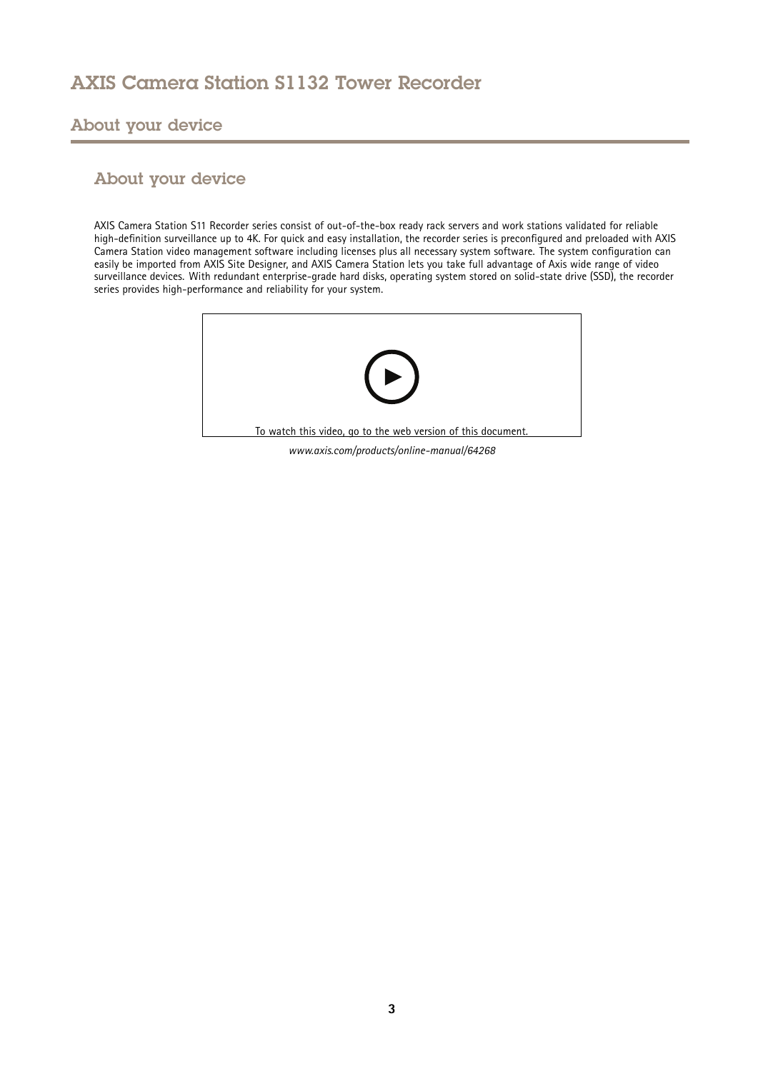# AXIS Camera Station S1132 Tower Recorder

## About your device

### About your device

AXIS Camera Station S11 Recorder series consist of out-of-the-box ready rack servers and work stations validated for reliable high-definition surveillance up to 4K. For quick and easy installation, the recorder series is preconfigured and preloaded with AXIS Camera Station video management software including licenses plus all necessary system software. The system configuration can easily be imported from AXIS Site Designer, and AXIS Camera Station lets you take full advantage of Axis wide range of video surveillance devices. With redundant enterprise-grade hard disks, operating system stored on solid-state drive (SSD), the recorder series provides high-performance and reliability for your system.

To watch this video, go to the web version of this document.

*www.axis.com/products/online-manual/64268*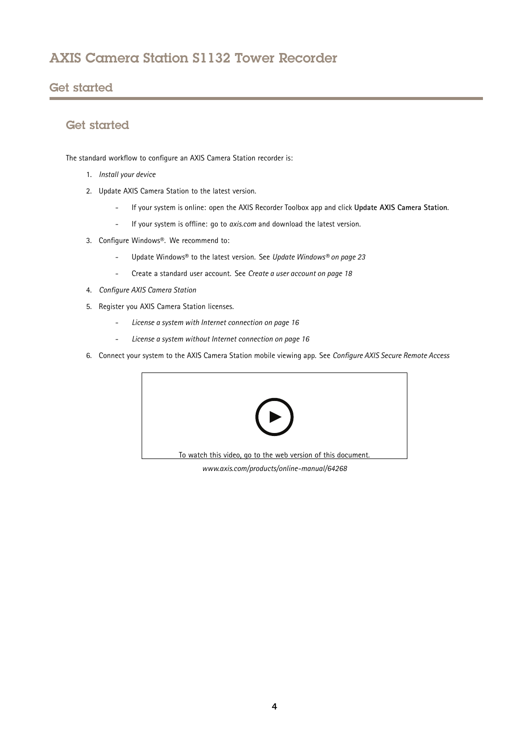## Get started

The standard workflow to configure an AXIS Camera Station recorder is:

1. *Install your device*
2. Update AXIS Camera Station to the latest version.
   - If your system is online: open the AXIS Recorder Toolbox app and click **Update AXIS Camera Station**.
   - If your system is offline: go to *axis.com* and download the latest version.
3. Configure Windows®. We recommend to:
   - Update Windows® to the latest version. See *Update Windows® on page 23*
   - Create a standard user account. See *Create a user account on page 18*
4. *Configure AXIS Camera Station*
5. Register you AXIS Camera Station licenses.
   - *License a system with Internet connection on page 16*
   - *License a system without Internet connection on page 16*
6. Connect your system to the AXIS Camera Station mobile viewing app. See *Configure AXIS Secure Remote Access*

To watch this video, go to the web version of this document.

*www.axis.com/products/online-manual/64268*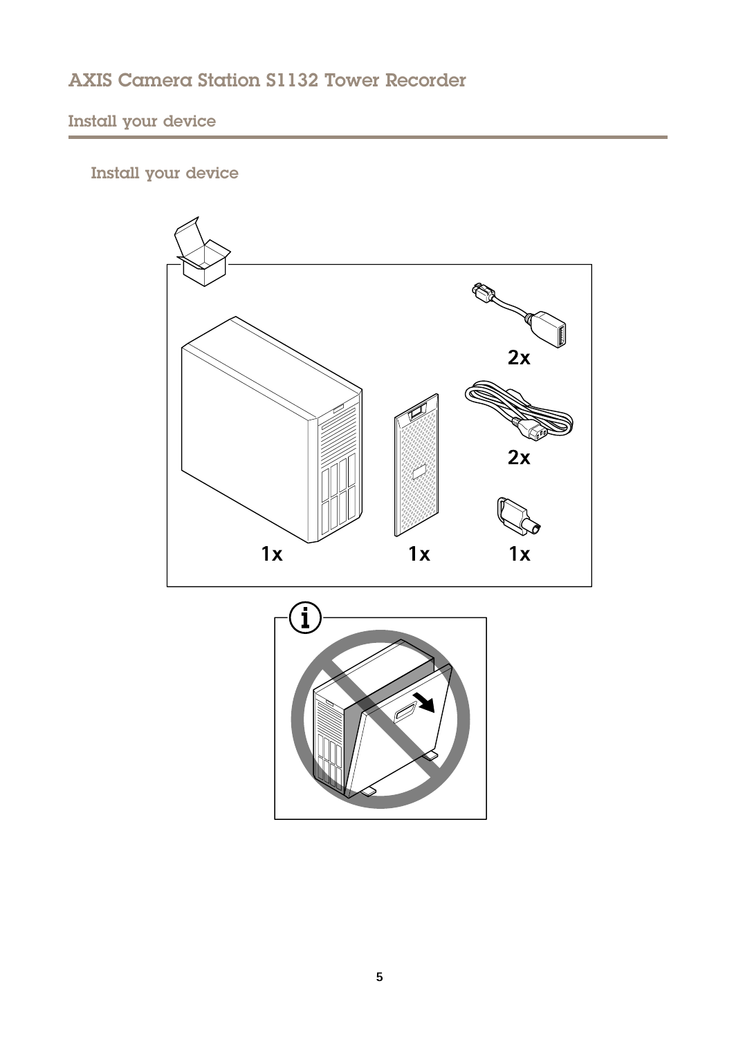## Install your device

### Install your device

2x

2x

1x

1x

1x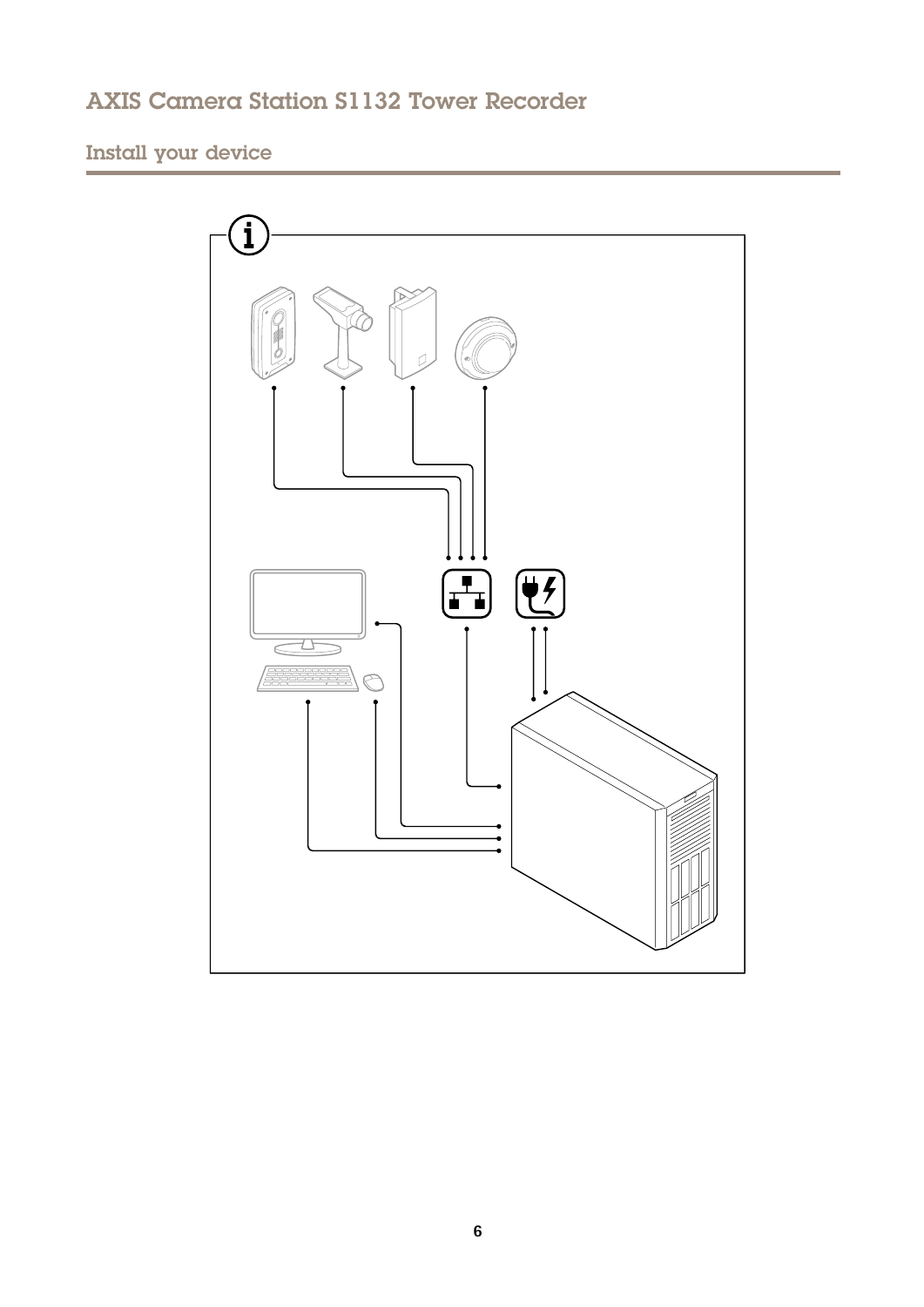## Install your device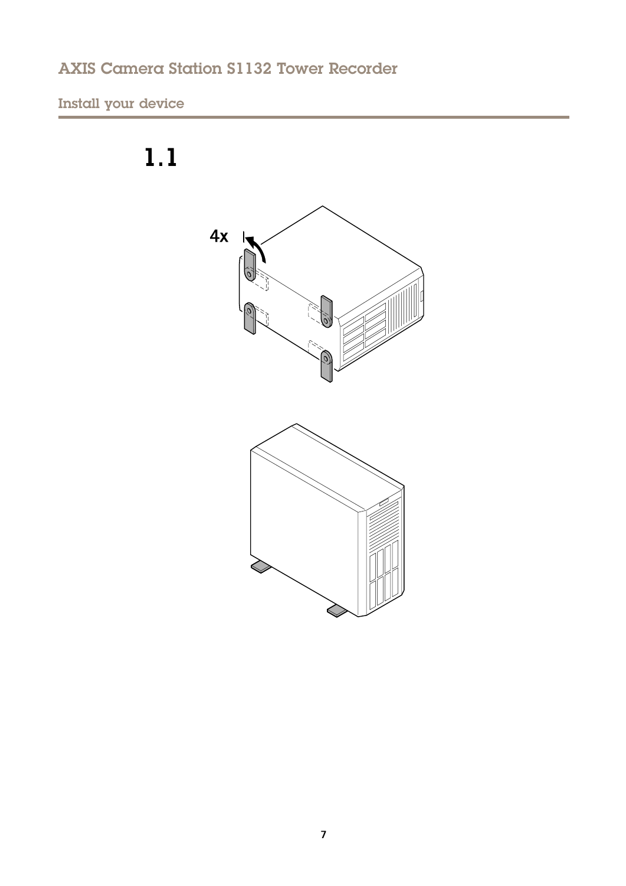1.1

4x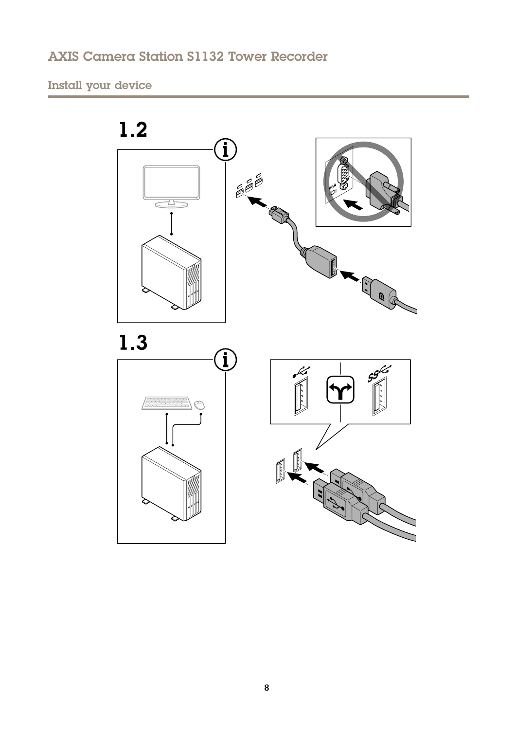## Install your device

1.2

1.3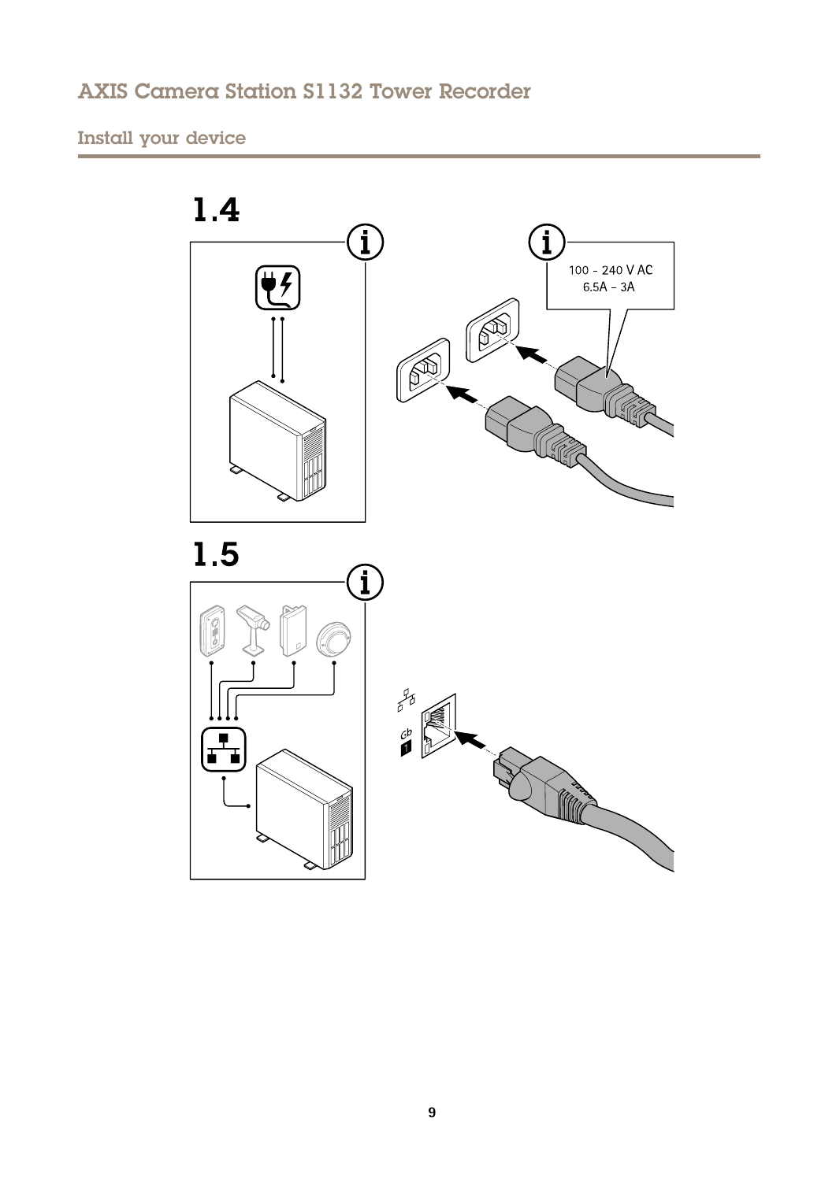1.4

100 - 240 V AC
6.5A - 3A

1.5

Gb
1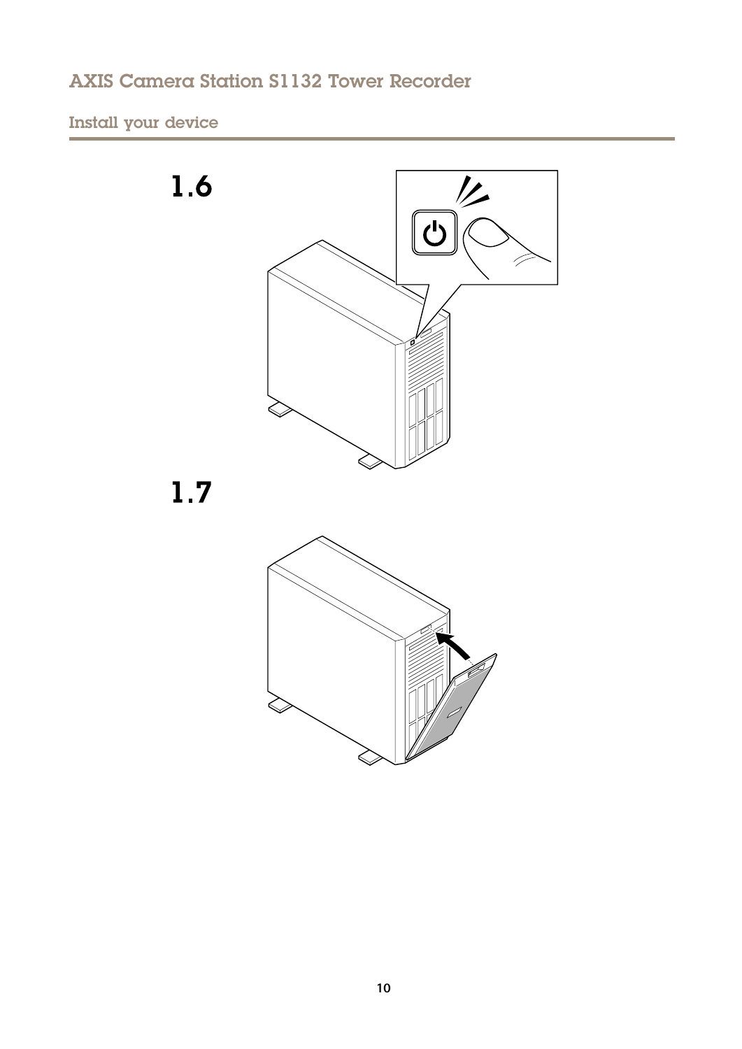1.6

1.7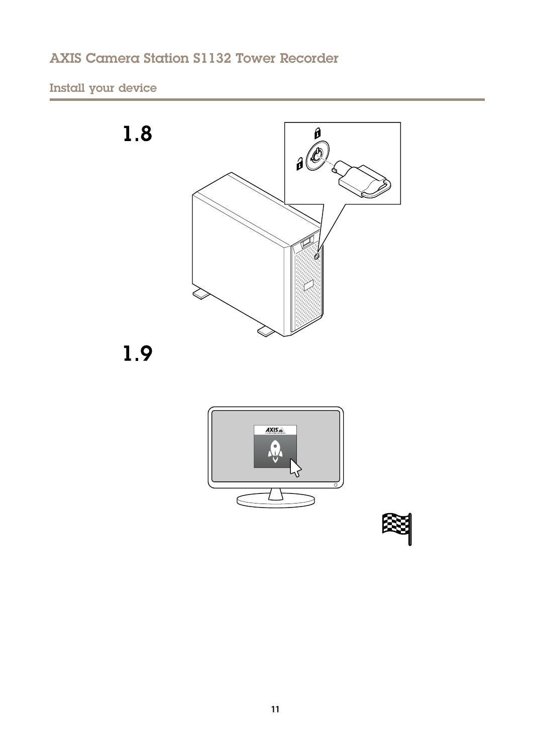1.8

1.9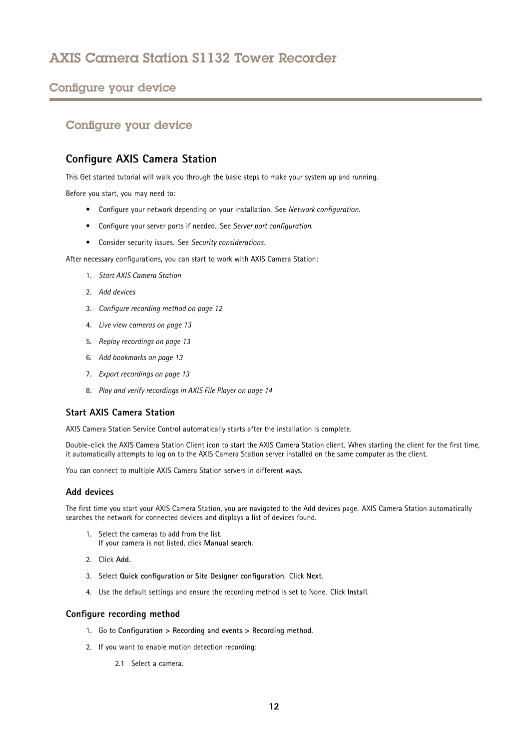## Configure your device

### Configure AXIS Camera Station

This Get started tutorial will walk you through the basic steps to make your system up and running.

Before you start, you may need to:

- Configure your network depending on your installation. See *Network configuration*.
- Configure your server ports if needed. See *Server port configuration*.
- Consider security issues. See *Security considerations*.

After necessary configurations, you can start to work with AXIS Camera Station:

1. *Start AXIS Camera Station*
2. *Add devices*
3. *Configure recording method on page 12*
4. *Live view cameras on page 13*
5. *Replay recordings on page 13*
6. *Add bookmarks on page 13*
7. *Export recordings on page 13*
8. *Play and verify recordings in AXIS File Player on page 14*

#### Start AXIS Camera Station

AXIS Camera Station Service Control automatically starts after the installation is complete.

Double-click the AXIS Camera Station Client icon to start the AXIS Camera Station client. When starting the client for the first time, it automatically attempts to log on to the AXIS Camera Station server installed on the same computer as the client.

You can connect to multiple AXIS Camera Station servers in different ways.

#### Add devices

The first time you start your AXIS Camera Station, you are navigated to the Add devices page. AXIS Camera Station automatically searches the network for connected devices and displays a list of devices found.

1. Select the cameras to add from the list.
   If your camera is not listed, click **Manual search**.
2. Click **Add**.
3. Select **Quick configuration** or **Site Designer configuration**. Click **Next**.
4. Use the default settings and ensure the recording method is set to None. Click **Install**.

#### Configure recording method

1. Go to **Configuration > Recording and events > Recording method**.
2. If you want to enable motion detection recording:

   2.1 Select a camera.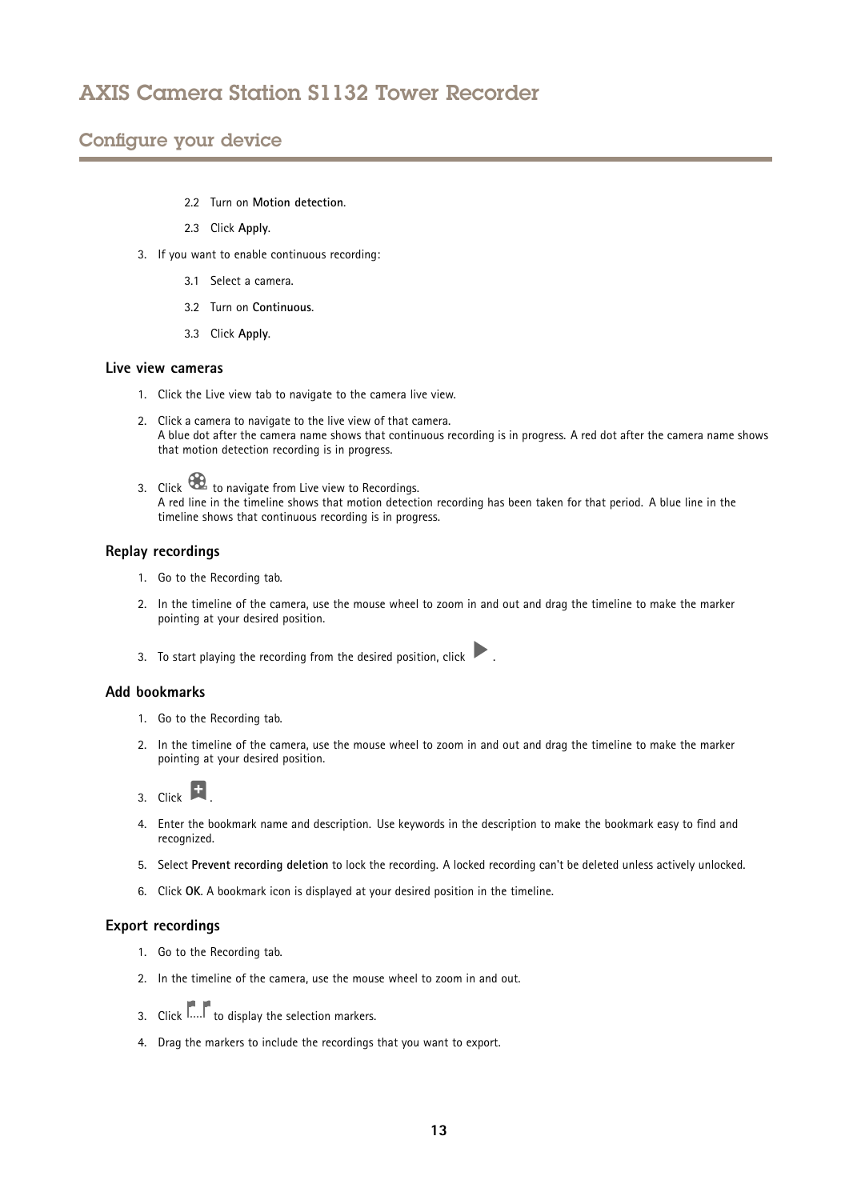2.2 Turn on **Motion detection**.

2.3 Click **Apply**.

3. If you want to enable continuous recording:

   3.1 Select a camera.

   3.2 Turn on **Continuous**.

   3.3 Click **Apply**.

### Live view cameras

1. Click the Live view tab to navigate to the camera live view.
2. Click a camera to navigate to the live view of that camera.
   A blue dot after the camera name shows that continuous recording is in progress. A red dot after the camera name shows that motion detection recording is in progress.
3. Click to navigate from Live view to Recordings.
   A red line in the timeline shows that motion detection recording has been taken for that period. A blue line in the timeline shows that continuous recording is in progress.

### Replay recordings

1. Go to the Recording tab.
2. In the timeline of the camera, use the mouse wheel to zoom in and out and drag the timeline to make the marker pointing at your desired position.
3. To start playing the recording from the desired position, click .

### Add bookmarks

1. Go to the Recording tab.
2. In the timeline of the camera, use the mouse wheel to zoom in and out and drag the timeline to make the marker pointing at your desired position.
3. Click .
4. Enter the bookmark name and description. Use keywords in the description to make the bookmark easy to find and recognized.
5. Select **Prevent recording deletion** to lock the recording. A locked recording can't be deleted unless actively unlocked.
6. Click **OK**. A bookmark icon is displayed at your desired position in the timeline.

### Export recordings

1. Go to the Recording tab.
2. In the timeline of the camera, use the mouse wheel to zoom in and out.
3. Click to display the selection markers.
4. Drag the markers to include the recordings that you want to export.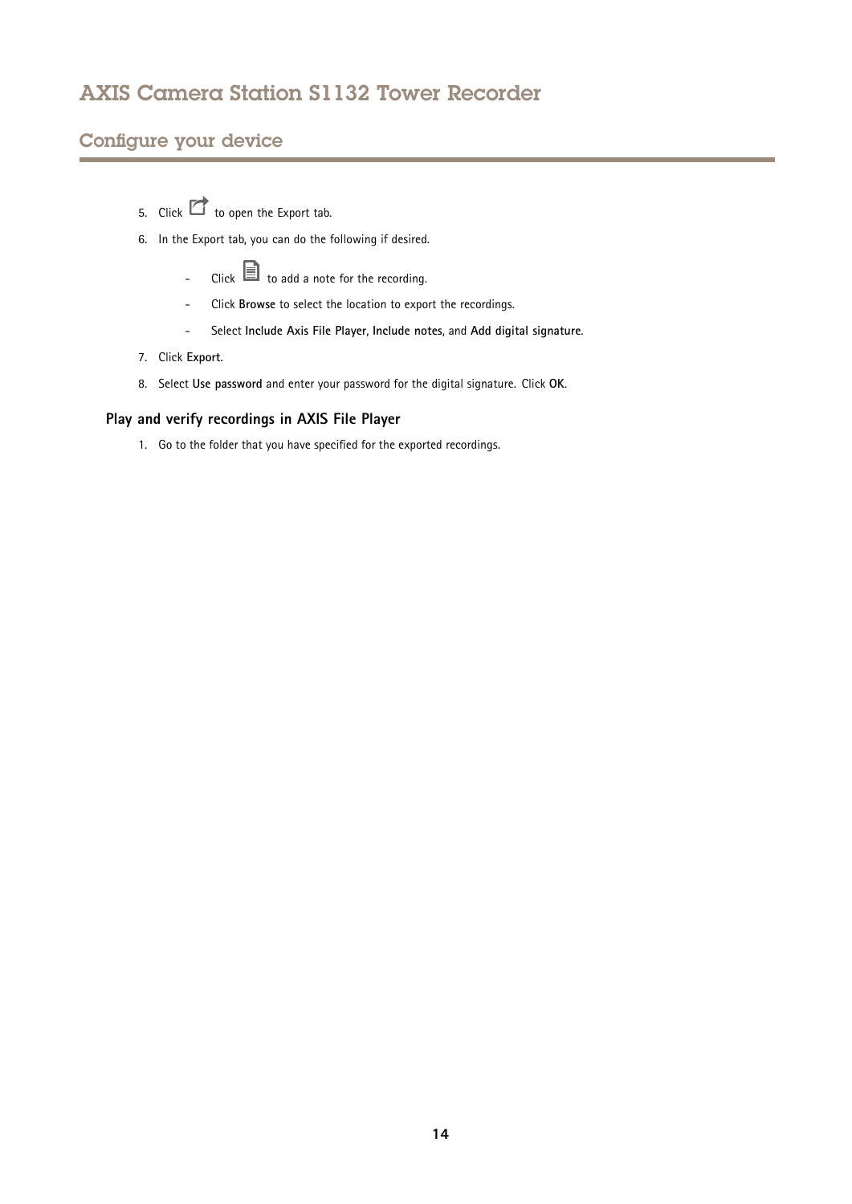5. Click  to open the Export tab.
6. In the Export tab, you can do the following if desired.
   - Click  to add a note for the recording.
   - Click **Browse** to select the location to export the recordings.
   - Select **Include Axis File Player**, **Include notes**, and **Add digital signature**.
7. Click **Export**.
8. Select **Use password** and enter your password for the digital signature. Click **OK**.

### Play and verify recordings in AXIS File Player

1. Go to the folder that you have specified for the exported recordings.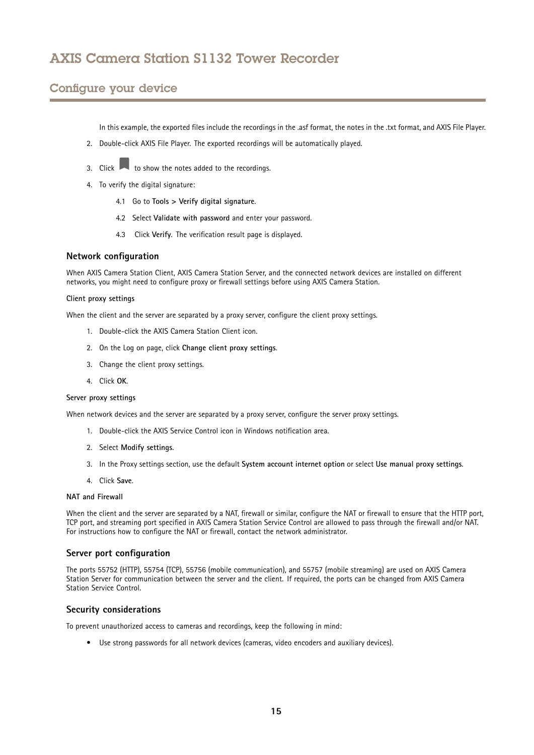In this example, the exported files include the recordings in the .asf format, the notes in the .txt format, and AXIS File Player.

2. Double-click AXIS File Player. The exported recordings will be automatically played.
3. Click to show the notes added to the recordings.
4. To verify the digital signature:
   - 4.1 Go to **Tools > Verify digital signature**.
   - 4.2 Select **Validate with password** and enter your password.
   - 4.3 Click **Verify**. The verification result page is displayed.

### Network configuration

When AXIS Camera Station Client, AXIS Camera Station Server, and the connected network devices are installed on different networks, you might need to configure proxy or firewall settings before using AXIS Camera Station.

#### Client proxy settings

When the client and the server are separated by a proxy server, configure the client proxy settings.

1. Double-click the AXIS Camera Station Client icon.
2. On the Log on page, click **Change client proxy settings**.
3. Change the client proxy settings.
4. Click **OK**.

#### Server proxy settings

When network devices and the server are separated by a proxy server, configure the server proxy settings.

1. Double-click the AXIS Service Control icon in Windows notification area.
2. Select **Modify settings**.
3. In the Proxy settings section, use the default **System account internet option** or select **Use manual proxy settings**.
4. Click **Save**.

#### NAT and Firewall

When the client and the server are separated by a NAT, firewall or similar, configure the NAT or firewall to ensure that the HTTP port, TCP port, and streaming port specified in AXIS Camera Station Service Control are allowed to pass through the firewall and/or NAT. For instructions how to configure the NAT or firewall, contact the network administrator.

### Server port configuration

The ports 55752 (HTTP), 55754 (TCP), 55756 (mobile communication), and 55757 (mobile streaming) are used on AXIS Camera Station Server for communication between the server and the client. If required, the ports can be changed from AXIS Camera Station Service Control.

### Security considerations

To prevent unauthorized access to cameras and recordings, keep the following in mind:

- Use strong passwords for all network devices (cameras, video encoders and auxiliary devices).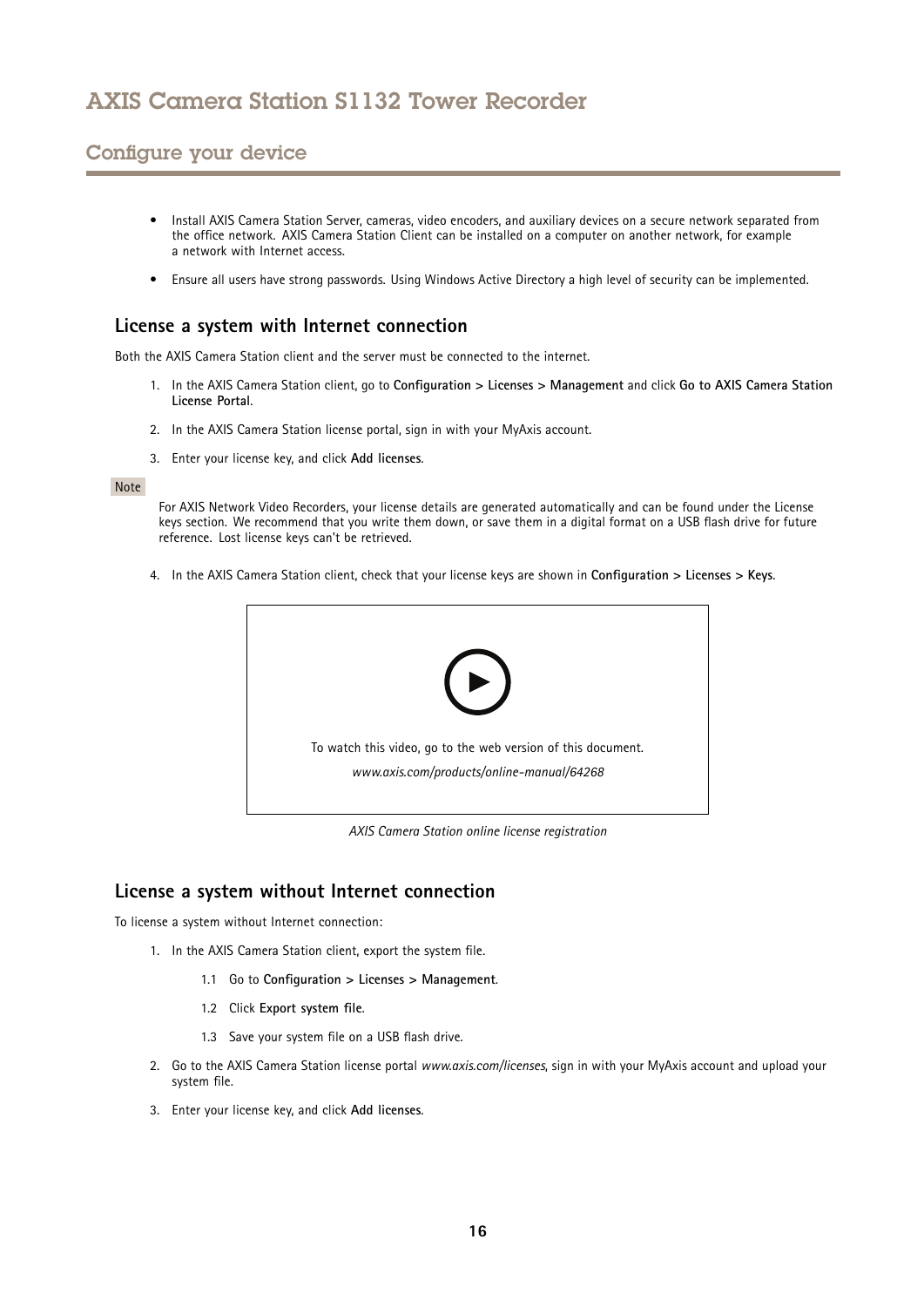- Install AXIS Camera Station Server, cameras, video encoders, and auxiliary devices on a secure network separated from the office network. AXIS Camera Station Client can be installed on a computer on another network, for example a network with Internet access.
- Ensure all users have strong passwords. Using Windows Active Directory a high level of security can be implemented.

### License a system with Internet connection

Both the AXIS Camera Station client and the server must be connected to the internet.

1. In the AXIS Camera Station client, go to **Configuration > Licenses > Management** and click **Go to AXIS Camera Station License Portal**.
2. In the AXIS Camera Station license portal, sign in with your MyAxis account.
3. Enter your license key, and click **Add licenses**.

Note

For AXIS Network Video Recorders, your license details are generated automatically and can be found under the License keys section. We recommend that you write them down, or save them in a digital format on a USB flash drive for future reference. Lost license keys can't be retrieved.

4. In the AXIS Camera Station client, check that your license keys are shown in **Configuration > Licenses > Keys**.

To watch this video, go to the web version of this document.

*www.axis.com/products/online-manual/64268*

*AXIS Camera Station online license registration*

### License a system without Internet connection

To license a system without Internet connection:

1. In the AXIS Camera Station client, export the system file.
   1.1 Go to **Configuration > Licenses > Management**.
   1.2 Click **Export system file**.
   1.3 Save your system file on a USB flash drive.
2. Go to the AXIS Camera Station license portal *www.axis.com/licenses*, sign in with your MyAxis account and upload your system file.
3. Enter your license key, and click **Add licenses**.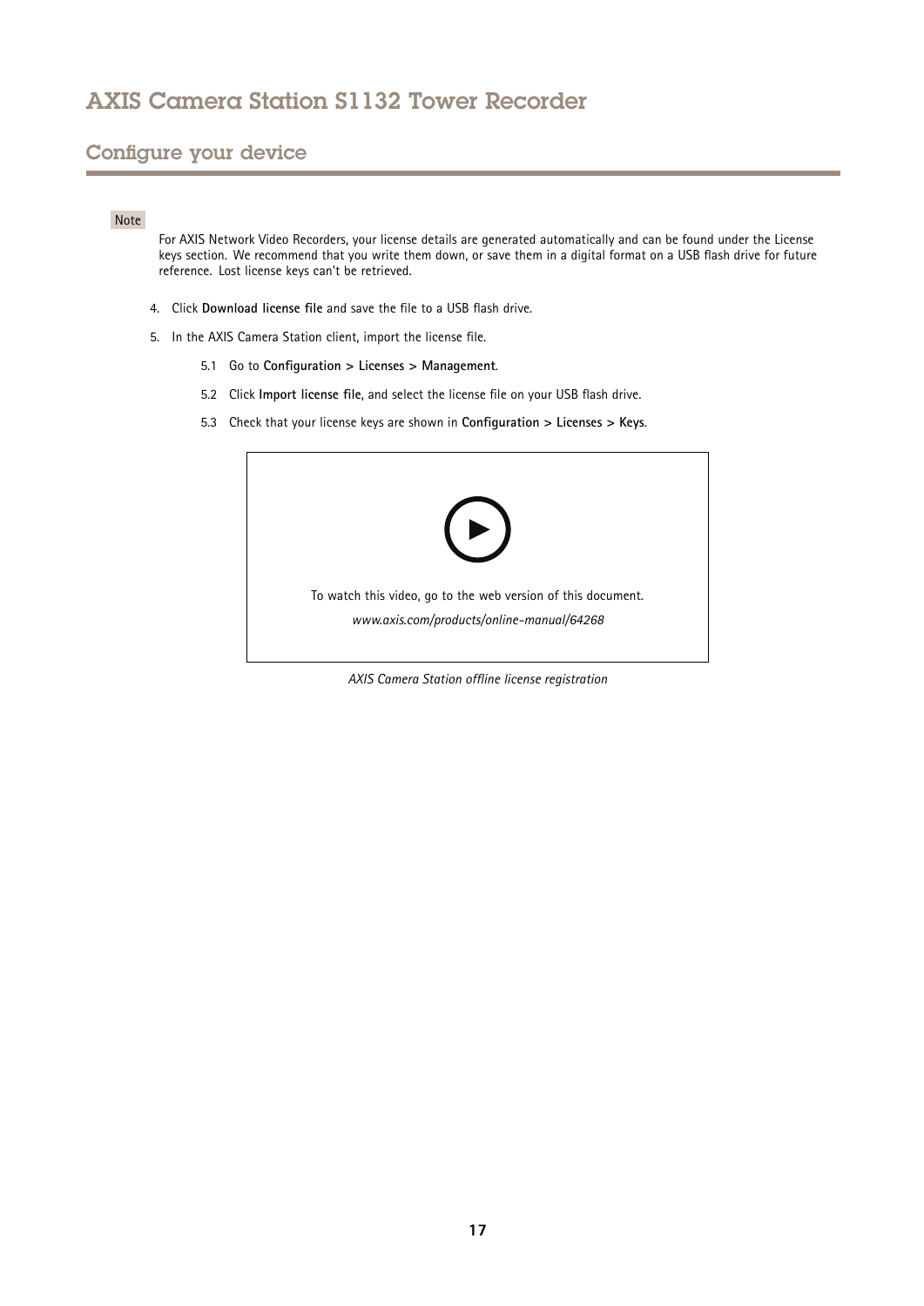## Configure your device

Note

For AXIS Network Video Recorders, your license details are generated automatically and can be found under the License keys section. We recommend that you write them down, or save them in a digital format on a USB flash drive for future reference. Lost license keys can't be retrieved.

4. Click **Download license file** and save the file to a USB flash drive.
5. In the AXIS Camera Station client, import the license file.
   5.1 Go to **Configuration > Licenses > Management**.
   5.2 Click **Import license file**, and select the license file on your USB flash drive.
   5.3 Check that your license keys are shown in **Configuration > Licenses > Keys**.

To watch this video, go to the web version of this document.

*www.axis.com/products/online-manual/64268*

*AXIS Camera Station offline license registration*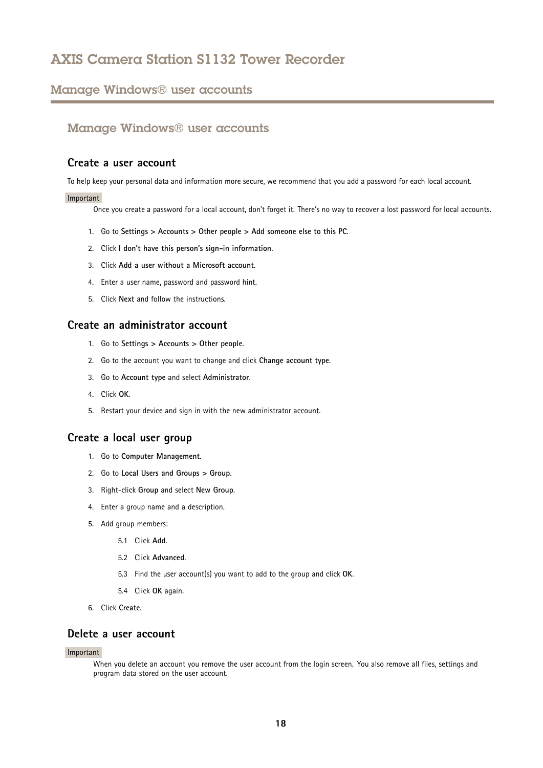## Manage Windows® user accounts

### Create a user account

To help keep your personal data and information more secure, we recommend that you add a password for each local account.

Important

Once you create a password for a local account, don't forget it. There's no way to recover a lost password for local accounts.

1. Go to **Settings > Accounts > Other people > Add someone else to this PC**.
2. Click **I don't have this person's sign-in information**.
3. Click **Add a user without a Microsoft account**.
4. Enter a user name, password and password hint.
5. Click **Next** and follow the instructions.

### Create an administrator account

1. Go to **Settings > Accounts > Other people**.
2. Go to the account you want to change and click **Change account type**.
3. Go to **Account type** and select **Administrator**.
4. Click **OK**.
5. Restart your device and sign in with the new administrator account.

### Create a local user group

1. Go to **Computer Management**.
2. Go to **Local Users and Groups > Group**.
3. Right-click **Group** and select **New Group**.
4. Enter a group name and a description.
5. Add group members:
   5.1 Click **Add**.
   5.2 Click **Advanced**.
   5.3 Find the user account(s) you want to add to the group and click **OK**.
   5.4 Click **OK** again.
6. Click **Create**.

### Delete a user account

Important

When you delete an account you remove the user account from the login screen. You also remove all files, settings and program data stored on the user account.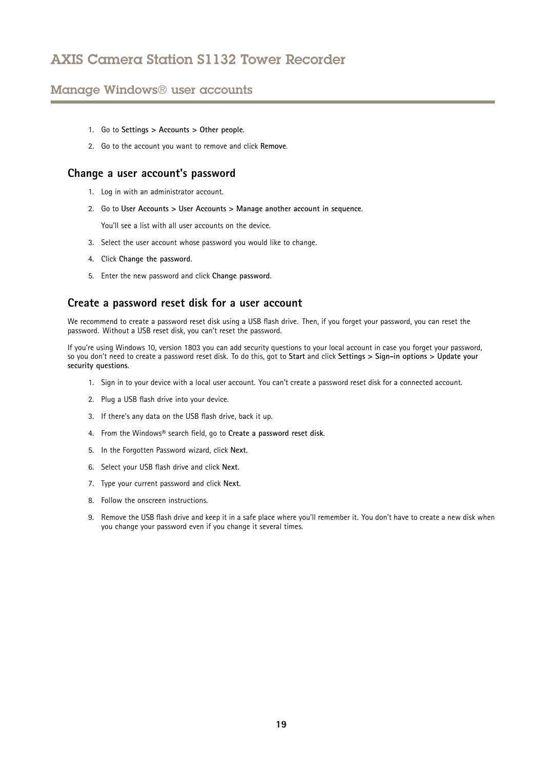1. Go to **Settings > Accounts > Other people**.
2. Go to the account you want to remove and click **Remove**.

## Change a user account's password

1. Log in with an administrator account.
2. Go to **User Accounts > User Accounts > Manage another account in sequence**.

   You'll see a list with all user accounts on the device.
3. Select the user account whose password you would like to change.
4. Click **Change the password**.
5. Enter the new password and click **Change password**.

## Create a password reset disk for a user account

We recommend to create a password reset disk using a USB flash drive. Then, if you forget your password, you can reset the password. Without a USB reset disk, you can't reset the password.

If you're using Windows 10, version 1803 you can add security questions to your local account in case you forget your password, so you don't need to create a password reset disk. To do this, got to **Start** and click **Settings > Sign-in options > Update your security questions**.

1. Sign in to your device with a local user account. You can't create a password reset disk for a connected account.
2. Plug a USB flash drive into your device.
3. If there's any data on the USB flash drive, back it up.
4. From the Windows® search field, go to **Create a password reset disk**.
5. In the Forgotten Password wizard, click **Next**.
6. Select your USB flash drive and click **Next**.
7. Type your current password and click **Next**.
8. Follow the onscreen instructions.
9. Remove the USB flash drive and keep it in a safe place where you'll remember it. You don't have to create a new disk when you change your password even if you change it several times.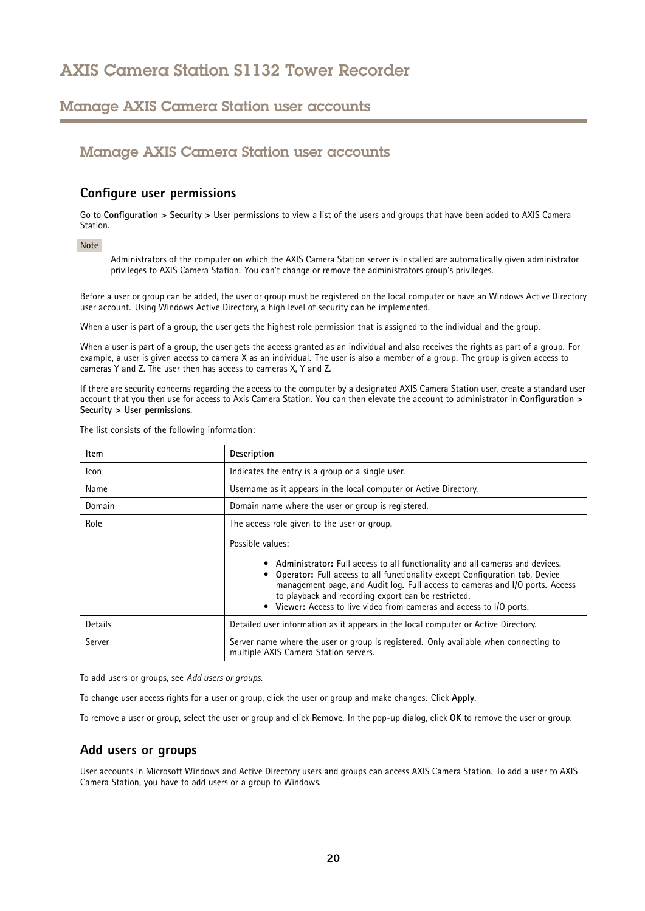## Manage AXIS Camera Station user accounts

### Configure user permissions

Go to **Configuration > Security > User permissions** to view a list of the users and groups that have been added to AXIS Camera Station.

Note

Administrators of the computer on which the AXIS Camera Station server is installed are automatically given administrator privileges to AXIS Camera Station. You can't change or remove the administrators group's privileges.

Before a user or group can be added, the user or group must be registered on the local computer or have an Windows Active Directory user account. Using Windows Active Directory, a high level of security can be implemented.

When a user is part of a group, the user gets the highest role permission that is assigned to the individual and the group.

When a user is part of a group, the user gets the access granted as an individual and also receives the rights as part of a group. For example, a user is given access to camera X as an individual. The user is also a member of a group. The group is given access to cameras Y and Z. The user then has access to cameras X, Y and Z.

If there are security concerns regarding the access to the computer by a designated AXIS Camera Station user, create a standard user account that you then use for access to Axis Camera Station. You can then elevate the account to administrator in **Configuration > Security > User permissions**.

The list consists of the following information:

| Item | Description |
| --- | --- |
| Icon | Indicates the entry is a group or a single user. |
| Name | Username as it appears in the local computer or Active Directory. |
| Domain | Domain name where the user or group is registered. |
| Role | The access role given to the user or group.<br><br>Possible values:<br><br>• **Administrator:** Full access to all functionality and all cameras and devices.<br>• **Operator:** Full access to all functionality except Configuration tab, Device management page, and Audit log. Full access to cameras and I/O ports. Access to playback and recording export can be restricted.<br>• **Viewer:** Access to live video from cameras and access to I/O ports. |
| Details | Detailed user information as it appears in the local computer or Active Directory. |
| Server | Server name where the user or group is registered. Only available when connecting to multiple AXIS Camera Station servers. |

To add users or groups, see *Add users or groups*.

To change user access rights for a user or group, click the user or group and make changes. Click **Apply**.

To remove a user or group, select the user or group and click **Remove**. In the pop-up dialog, click **OK** to remove the user or group.

### Add users or groups

User accounts in Microsoft Windows and Active Directory users and groups can access AXIS Camera Station. To add a user to AXIS Camera Station, you have to add users or a group to Windows.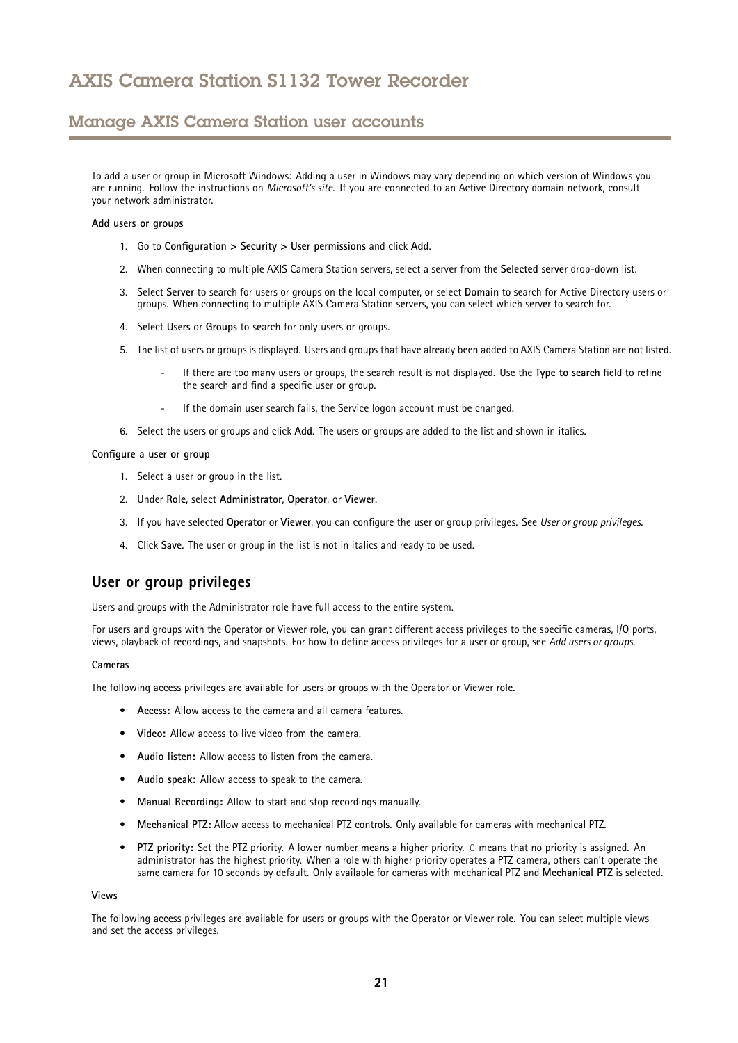To add a user or group in Microsoft Windows: Adding a user in Windows may vary depending on which version of Windows you are running. Follow the instructions on *Microsoft's site*. If you are connected to an Active Directory domain network, consult your network administrator.

**Add users or groups**

1. Go to **Configuration > Security > User permissions** and click **Add**.
2. When connecting to multiple AXIS Camera Station servers, select a server from the **Selected server** drop-down list.
3. Select **Server** to search for users or groups on the local computer, or select **Domain** to search for Active Directory users or groups. When connecting to multiple AXIS Camera Station servers, you can select which server to search for.
4. Select **Users** or **Groups** to search for only users or groups.
5. The list of users or groups is displayed. Users and groups that have already been added to AXIS Camera Station are not listed.
   - If there are too many users or groups, the search result is not displayed. Use the **Type to search** field to refine the search and find a specific user or group.
   - If the domain user search fails, the Service logon account must be changed.
6. Select the users or groups and click **Add**. The users or groups are added to the list and shown in italics.

**Configure a user or group**

1. Select a user or group in the list.
2. Under **Role**, select **Administrator**, **Operator**, or **Viewer**.
3. If you have selected **Operator** or **Viewer**, you can configure the user or group privileges. See *User or group privileges*.
4. Click **Save**. The user or group in the list is not in italics and ready to be used.

## User or group privileges

Users and groups with the Administrator role have full access to the entire system.

For users and groups with the Operator or Viewer role, you can grant different access privileges to the specific cameras, I/O ports, views, playback of recordings, and snapshots. For how to define access privileges for a user or group, see *Add users or groups*.

**Cameras**

The following access privileges are available for users or groups with the Operator or Viewer role.

- **Access:** Allow access to the camera and all camera features.
- **Video:** Allow access to live video from the camera.
- **Audio listen:** Allow access to listen from the camera.
- **Audio speak:** Allow access to speak to the camera.
- **Manual Recording:** Allow to start and stop recordings manually.
- **Mechanical PTZ:** Allow access to mechanical PTZ controls. Only available for cameras with mechanical PTZ.
- **PTZ priority:** Set the PTZ priority. A lower number means a higher priority. 0 means that no priority is assigned. An administrator has the highest priority. When a role with higher priority operates a PTZ camera, others can't operate the same camera for 10 seconds by default. Only available for cameras with mechanical PTZ and **Mechanical PTZ** is selected.

**Views**

The following access privileges are available for users or groups with the Operator or Viewer role. You can select multiple views and set the access privileges.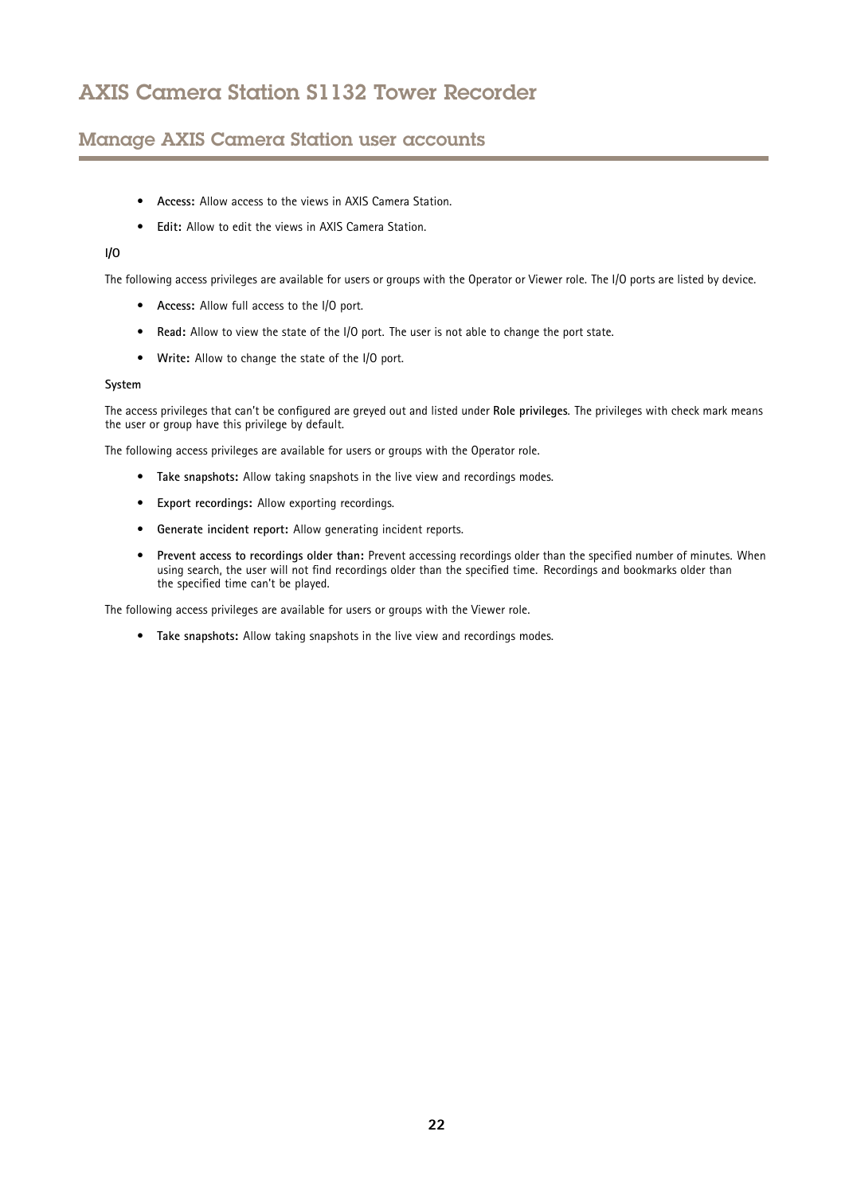- **Access:** Allow access to the views in AXIS Camera Station.
- **Edit:** Allow to edit the views in AXIS Camera Station.

**I/O**

The following access privileges are available for users or groups with the Operator or Viewer role. The I/O ports are listed by device.

- **Access:** Allow full access to the I/O port.
- **Read:** Allow to view the state of the I/O port. The user is not able to change the port state.
- **Write:** Allow to change the state of the I/O port.

**System**

The access privileges that can't be configured are greyed out and listed under **Role privileges**. The privileges with check mark means the user or group have this privilege by default.

The following access privileges are available for users or groups with the Operator role.

- **Take snapshots:** Allow taking snapshots in the live view and recordings modes.
- **Export recordings:** Allow exporting recordings.
- **Generate incident report:** Allow generating incident reports.
- **Prevent access to recordings older than:** Prevent accessing recordings older than the specified number of minutes. When using search, the user will not find recordings older than the specified time. Recordings and bookmarks older than the specified time can't be played.

The following access privileges are available for users or groups with the Viewer role.

- **Take snapshots:** Allow taking snapshots in the live view and recordings modes.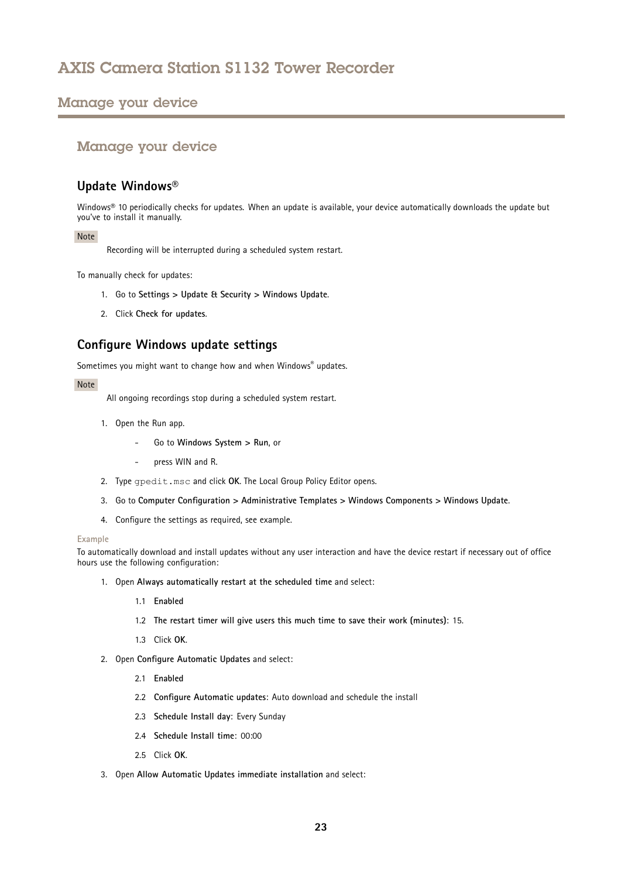# Manage your device

## Update Windows®

Windows® 10 periodically checks for updates. When an update is available, your device automatically downloads the update but you've to install it manually.

Note

Recording will be interrupted during a scheduled system restart.

To manually check for updates:

1. Go to **Settings > Update & Security > Windows Update**.
2. Click **Check for updates**.

## Configure Windows update settings

Sometimes you might want to change how and when Windows® updates.

Note

All ongoing recordings stop during a scheduled system restart.

1. Open the Run app.
   - Go to **Windows System > Run**, or
   - press WIN and R.
2. Type `gpedit.msc` and click **OK**. The Local Group Policy Editor opens.
3. Go to **Computer Configuration > Administrative Templates > Windows Components > Windows Update**.
4. Configure the settings as required, see example.

Example

To automatically download and install updates without any user interaction and have the device restart if necessary out of office hours use the following configuration:

1. Open **Always automatically restart at the scheduled time** and select:
   1.1 **Enabled**
   1.2 **The restart timer will give users this much time to save their work (minutes)**: 15.
   1.3 Click **OK**.
2. Open **Configure Automatic Updates** and select:
   2.1 **Enabled**
   2.2 **Configure Automatic updates**: Auto download and schedule the install
   2.3 **Schedule Install day**: Every Sunday
   2.4 **Schedule Install time**: 00:00
   2.5 Click **OK**.
3. Open **Allow Automatic Updates immediate installation** and select: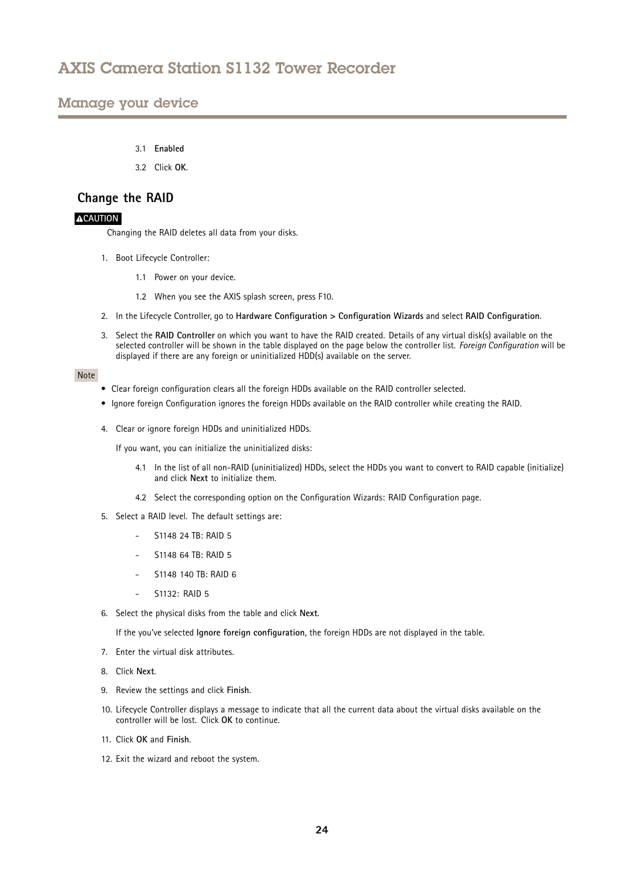3.1 **Enabled**

3.2 Click **OK**.

## Change the RAID

**⚠CAUTION**

Changing the RAID deletes all data from your disks.

1. Boot Lifecycle Controller:

   1.1 Power on your device.

   1.2 When you see the AXIS splash screen, press F10.

2. In the Lifecycle Controller, go to **Hardware Configuration > Configuration Wizards** and select **RAID Configuration**.

3. Select the **RAID Controller** on which you want to have the RAID created. Details of any virtual disk(s) available on the selected controller will be shown in the table displayed on the page below the controller list. *Foreign Configuration* will be displayed if there are any foreign or uninitialized HDD(s) available on the server.

**Note**

- Clear foreign configuration clears all the foreign HDDs available on the RAID controller selected.
- Ignore foreign Configuration ignores the foreign HDDs available on the RAID controller while creating the RAID.

4. Clear or ignore foreign HDDs and uninitialized HDDs.

   If you want, you can initialize the uninitialized disks:

   4.1 In the list of all non-RAID (uninitialized) HDDs, select the HDDs you want to convert to RAID capable (initialize) and click **Next** to initialize them.

   4.2 Select the corresponding option on the Configuration Wizards: RAID Configuration page.

5. Select a RAID level. The default settings are:

   - S1148 24 TB: RAID 5
   - S1148 64 TB: RAID 5
   - S1148 140 TB: RAID 6
   - S1132: RAID 5

6. Select the physical disks from the table and click **Next**.

   If the you've selected **Ignore foreign configuration**, the foreign HDDs are not displayed in the table.

7. Enter the virtual disk attributes.

8. Click **Next**.

9. Review the settings and click **Finish**.

10. Lifecycle Controller displays a message to indicate that all the current data about the virtual disks available on the controller will be lost. Click **OK** to continue.

11. Click **OK** and **Finish**.

12. Exit the wizard and reboot the system.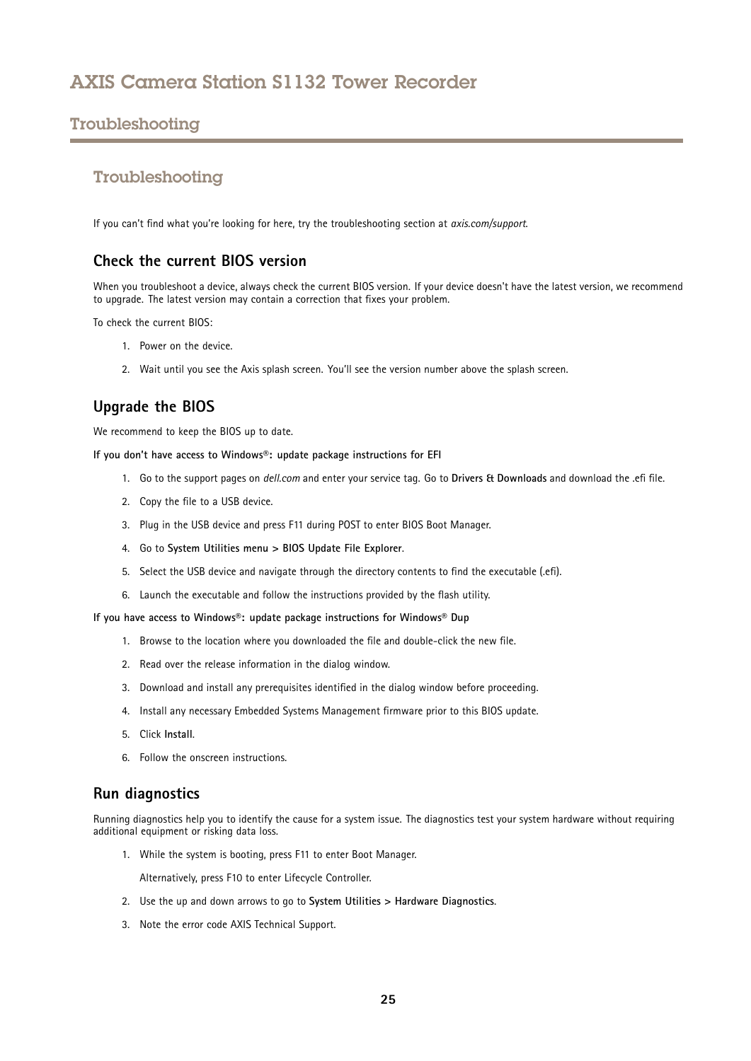## Troubleshooting

If you can't find what you're looking for here, try the troubleshooting section at *axis.com/support*.

### Check the current BIOS version

When you troubleshoot a device, always check the current BIOS version. If your device doesn't have the latest version, we recommend to upgrade. The latest version may contain a correction that fixes your problem.

To check the current BIOS:

1. Power on the device.
2. Wait until you see the Axis splash screen. You'll see the version number above the splash screen.

### Upgrade the BIOS

We recommend to keep the BIOS up to date.

**If you don't have access to Windows®: update package instructions for EFI**

1. Go to the support pages on *dell.com* and enter your service tag. Go to **Drivers & Downloads** and download the .efi file.
2. Copy the file to a USB device.
3. Plug in the USB device and press F11 during POST to enter BIOS Boot Manager.
4. Go to **System Utilities menu > BIOS Update File Explorer**.
5. Select the USB device and navigate through the directory contents to find the executable (.efi).
6. Launch the executable and follow the instructions provided by the flash utility.

**If you have access to Windows®: update package instructions for Windows® Dup**

1. Browse to the location where you downloaded the file and double-click the new file.
2. Read over the release information in the dialog window.
3. Download and install any prerequisites identified in the dialog window before proceeding.
4. Install any necessary Embedded Systems Management firmware prior to this BIOS update.
5. Click **Install**.
6. Follow the onscreen instructions.

### Run diagnostics

Running diagnostics help you to identify the cause for a system issue. The diagnostics test your system hardware without requiring additional equipment or risking data loss.

1. While the system is booting, press F11 to enter Boot Manager.

   Alternatively, press F10 to enter Lifecycle Controller.
2. Use the up and down arrows to go to **System Utilities > Hardware Diagnostics**.
3. Note the error code AXIS Technical Support.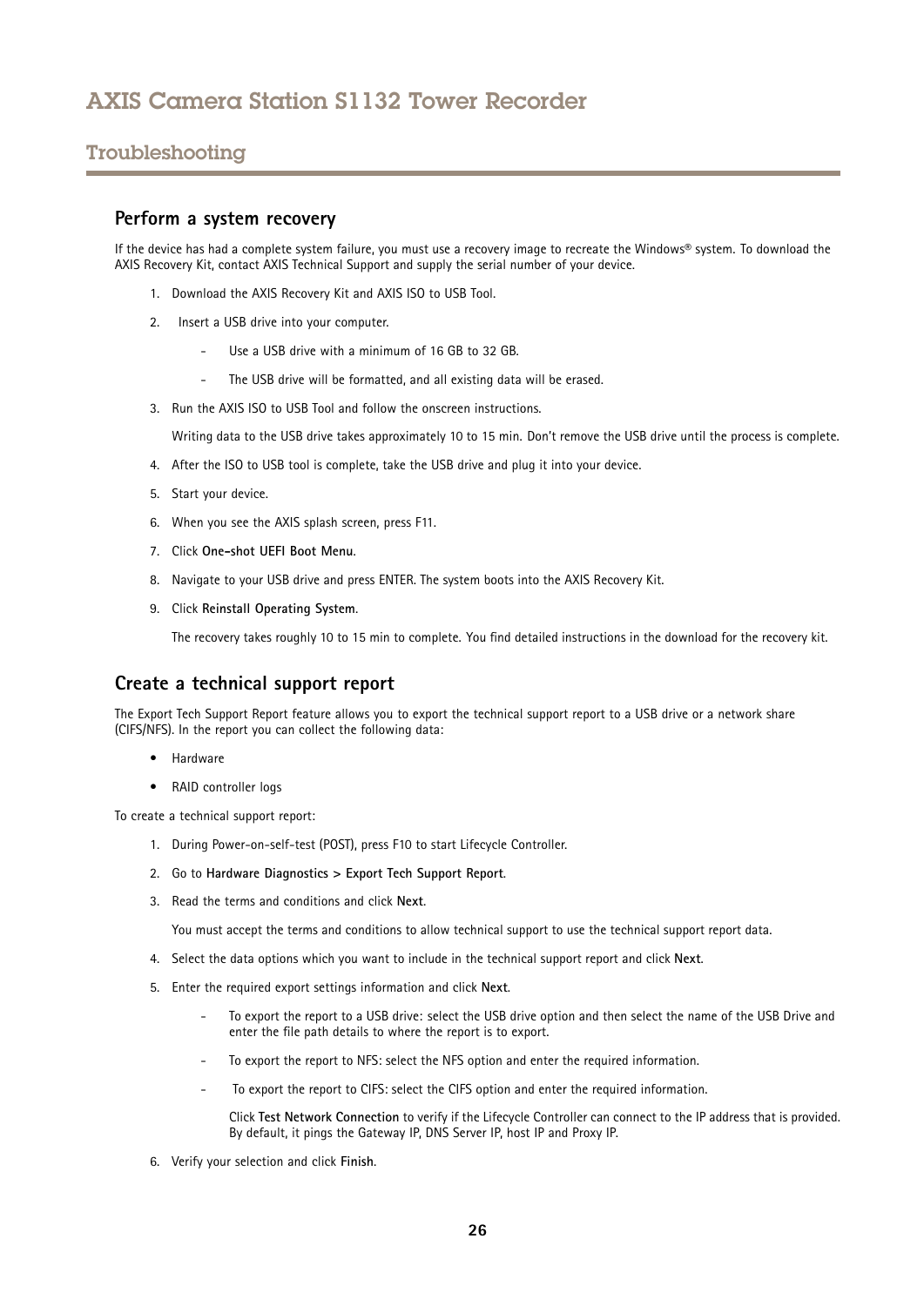# Troubleshooting

## Perform a system recovery

If the device has had a complete system failure, you must use a recovery image to recreate the Windows® system. To download the AXIS Recovery Kit, contact AXIS Technical Support and supply the serial number of your device.

1. Download the AXIS Recovery Kit and AXIS ISO to USB Tool.
2. Insert a USB drive into your computer.
   - Use a USB drive with a minimum of 16 GB to 32 GB.
   - The USB drive will be formatted, and all existing data will be erased.
3. Run the AXIS ISO to USB Tool and follow the onscreen instructions.

   Writing data to the USB drive takes approximately 10 to 15 min. Don't remove the USB drive until the process is complete.
4. After the ISO to USB tool is complete, take the USB drive and plug it into your device.
5. Start your device.
6. When you see the AXIS splash screen, press F11.
7. Click **One-shot UEFI Boot Menu**.
8. Navigate to your USB drive and press ENTER. The system boots into the AXIS Recovery Kit.
9. Click **Reinstall Operating System**.

   The recovery takes roughly 10 to 15 min to complete. You find detailed instructions in the download for the recovery kit.

## Create a technical support report

The Export Tech Support Report feature allows you to export the technical support report to a USB drive or a network share (CIFS/NFS). In the report you can collect the following data:

- Hardware
- RAID controller logs

To create a technical support report:

1. During Power-on-self-test (POST), press F10 to start Lifecycle Controller.
2. Go to **Hardware Diagnostics > Export Tech Support Report**.
3. Read the terms and conditions and click **Next**.

   You must accept the terms and conditions to allow technical support to use the technical support report data.
4. Select the data options which you want to include in the technical support report and click **Next**.
5. Enter the required export settings information and click **Next**.
   - To export the report to a USB drive: select the USB drive option and then select the name of the USB Drive and enter the file path details to where the report is to export.
   - To export the report to NFS: select the NFS option and enter the required information.
   - To export the report to CIFS: select the CIFS option and enter the required information.

     Click **Test Network Connection** to verify if the Lifecycle Controller can connect to the IP address that is provided. By default, it pings the Gateway IP, DNS Server IP, host IP and Proxy IP.
6. Verify your selection and click **Finish**.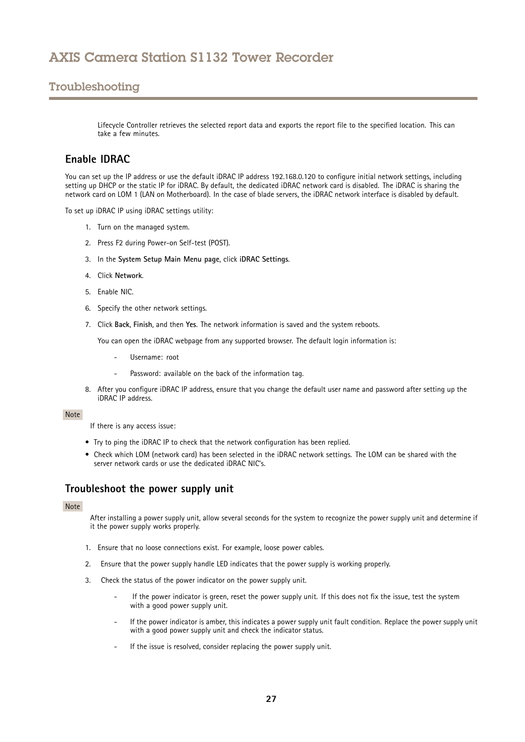Lifecycle Controller retrieves the selected report data and exports the report file to the specified location. This can take a few minutes.

## Enable IDRAC

You can set up the IP address or use the default iDRAC IP address 192.168.0.120 to configure initial network settings, including setting up DHCP or the static IP for iDRAC. By default, the dedicated iDRAC network card is disabled. The iDRAC is sharing the network card on LOM 1 (LAN on Motherboard). In the case of blade servers, the iDRAC network interface is disabled by default.

To set up iDRAC IP using iDRAC settings utility:

1. Turn on the managed system.
2. Press F2 during Power-on Self-test (POST).
3. In the **System Setup Main Menu page**, click **iDRAC Settings**.
4. Click **Network**.
5. Enable NIC.
6. Specify the other network settings.
7. Click **Back**, **Finish**, and then **Yes**. The network information is saved and the system reboots.

   You can open the iDRAC webpage from any supported browser. The default login information is:

   - Username: root
   - Password: available on the back of the information tag.
8. After you configure iDRAC IP address, ensure that you change the default user name and password after setting up the iDRAC IP address.

Note

If there is any access issue:

- Try to ping the iDRAC IP to check that the network configuration has been replied.
- Check which LOM (network card) has been selected in the iDRAC network settings. The LOM can be shared with the server network cards or use the dedicated iDRAC NIC's.

## Troubleshoot the power supply unit

Note

After installing a power supply unit, allow several seconds for the system to recognize the power supply unit and determine if it the power supply works properly.

1. Ensure that no loose connections exist. For example, loose power cables.
2. Ensure that the power supply handle LED indicates that the power supply is working properly.
3. Check the status of the power indicator on the power supply unit.
   - If the power indicator is green, reset the power supply unit. If this does not fix the issue, test the system with a good power supply unit.
   - If the power indicator is amber, this indicates a power supply unit fault condition. Replace the power supply unit with a good power supply unit and check the indicator status.
   - If the issue is resolved, consider replacing the power supply unit.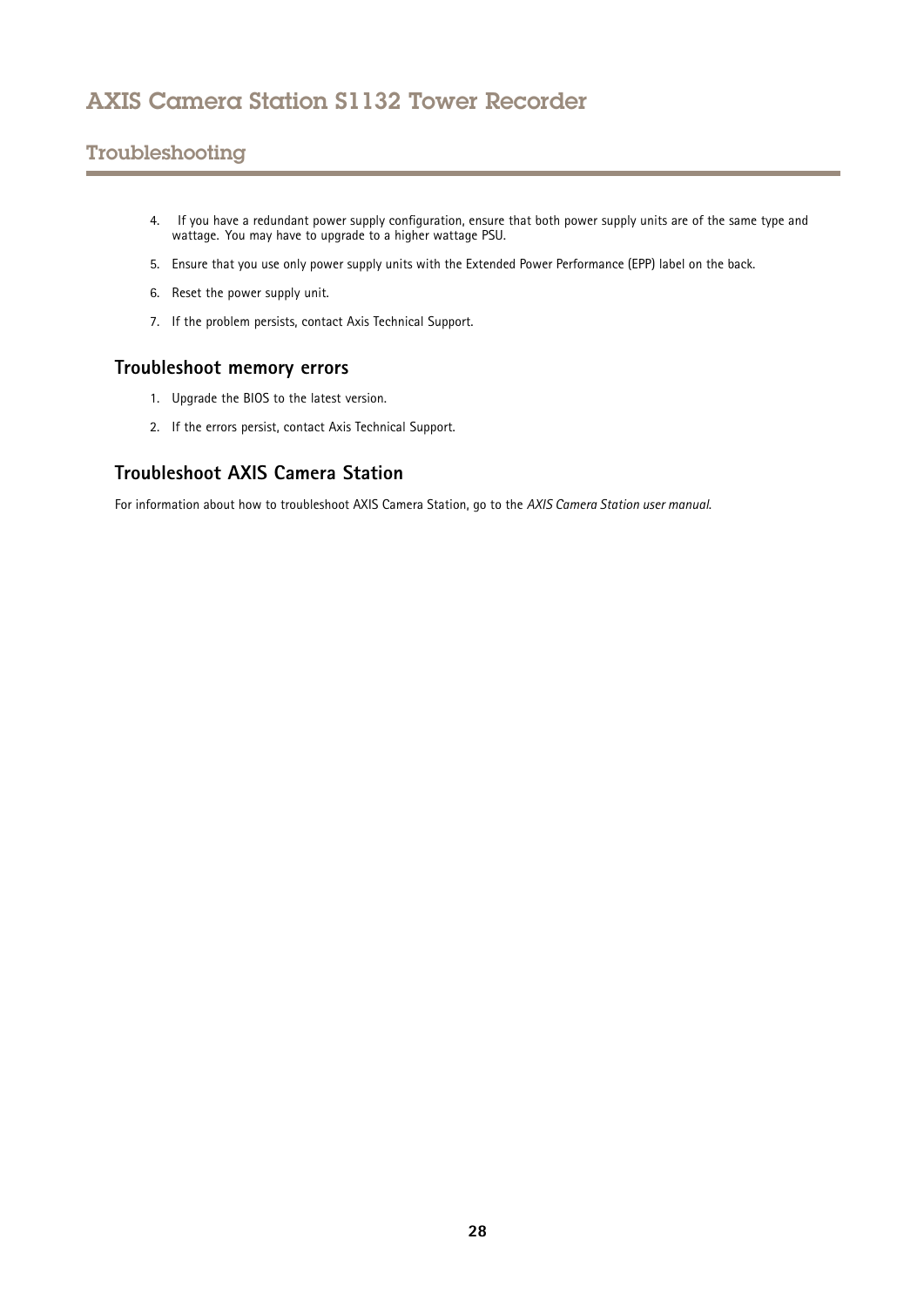4. If you have a redundant power supply configuration, ensure that both power supply units are of the same type and wattage. You may have to upgrade to a higher wattage PSU.
5. Ensure that you use only power supply units with the Extended Power Performance (EPP) label on the back.
6. Reset the power supply unit.
7. If the problem persists, contact Axis Technical Support.

### Troubleshoot memory errors

1. Upgrade the BIOS to the latest version.
2. If the errors persist, contact Axis Technical Support.

### Troubleshoot AXIS Camera Station

For information about how to troubleshoot AXIS Camera Station, go to the *AXIS Camera Station user manual*.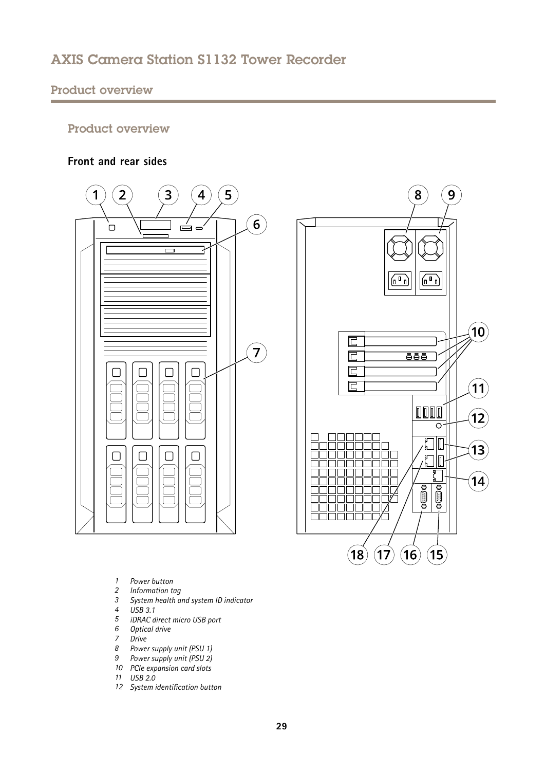## Product overview

### Product overview

#### Front and rear sides

*1 Power button*
*2 Information tag*
*3 System health and system ID indicator*
*4 USB 3.1*
*5 iDRAC direct micro USB port*
*6 Optical drive*
*7 Drive*
*8 Power supply unit (PSU 1)*
*9 Power supply unit (PSU 2)*
*10 PCIe expansion card slots*
*11 USB 2.0*
*12 System identification button*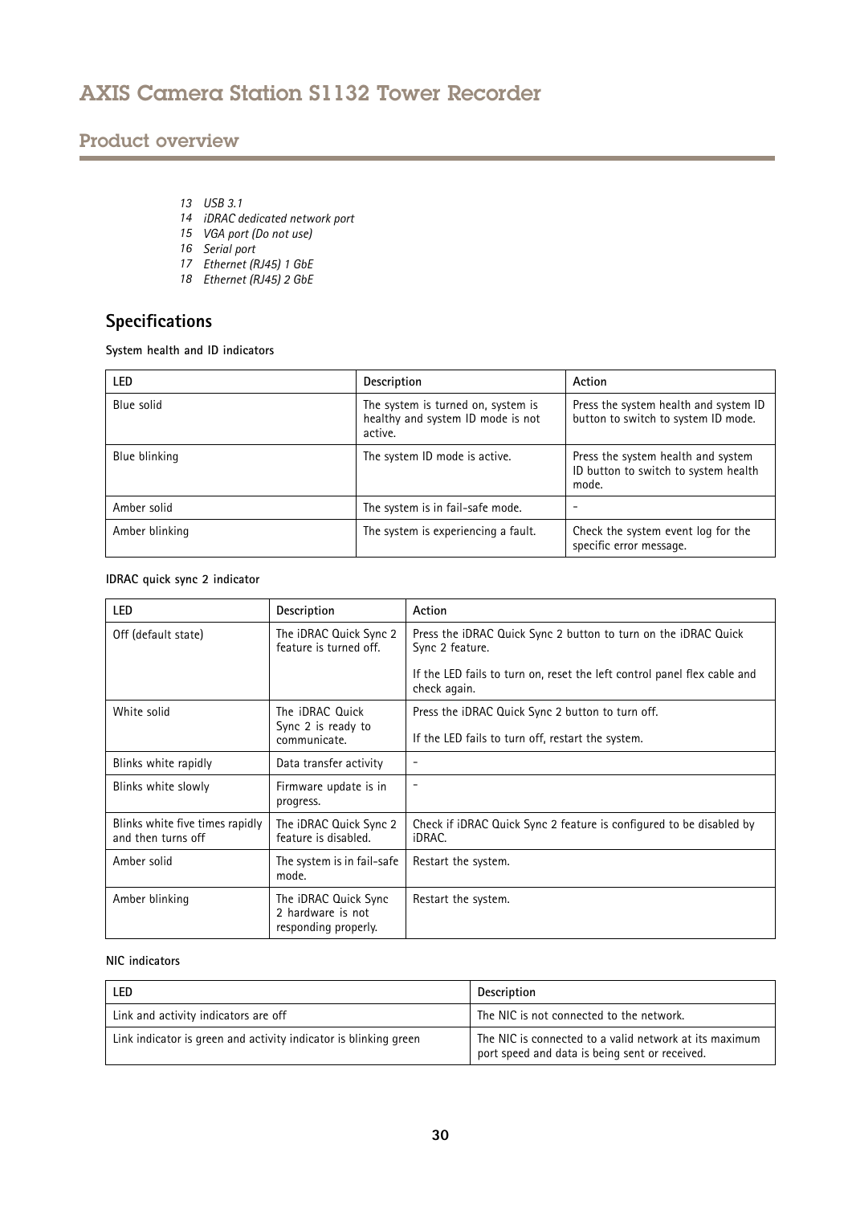## Product overview

13 *USB 3.1*
14 *iDRAC dedicated network port*
15 *VGA port (Do not use)*
16 *Serial port*
17 *Ethernet (RJ45) 1 GbE*
18 *Ethernet (RJ45) 2 GbE*

### Specifications

**System health and ID indicators**

| LED | Description | Action |
| --- | --- | --- |
| Blue solid | The system is turned on, system is healthy and system ID mode is not active. | Press the system health and system ID button to switch to system ID mode. |
| Blue blinking | The system ID mode is active. | Press the system health and system ID button to switch to system health mode. |
| Amber solid | The system is in fail-safe mode. | - |
| Amber blinking | The system is experiencing a fault. | Check the system event log for the specific error message. |

**IDRAC quick sync 2 indicator**

| LED | Description | Action |
| --- | --- | --- |
| Off (default state) | The iDRAC Quick Sync 2 feature is turned off. | Press the iDRAC Quick Sync 2 button to turn on the iDRAC Quick Sync 2 feature.<br><br>If the LED fails to turn on, reset the left control panel flex cable and check again. |
| White solid | The iDRAC Quick Sync 2 is ready to communicate. | Press the iDRAC Quick Sync 2 button to turn off.<br><br>If the LED fails to turn off, restart the system. |
| Blinks white rapidly | Data transfer activity | - |
| Blinks white slowly | Firmware update is in progress. | - |
| Blinks white five times rapidly and then turns off | The iDRAC Quick Sync 2 feature is disabled. | Check if iDRAC Quick Sync 2 feature is configured to be disabled by iDRAC. |
| Amber solid | The system is in fail-safe mode. | Restart the system. |
| Amber blinking | The iDRAC Quick Sync 2 hardware is not responding properly. | Restart the system. |

**NIC indicators**

| LED | Description |
| --- | --- |
| Link and activity indicators are off | The NIC is not connected to the network. |
| Link indicator is green and activity indicator is blinking green | The NIC is connected to a valid network at its maximum port speed and data is being sent or received. |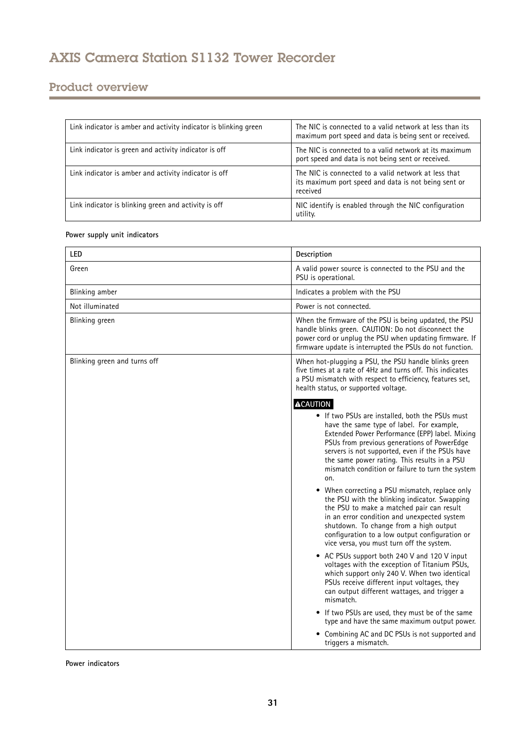# AXIS Camera Station S1132 Tower Recorder

## Product overview

| | |
|---|---|
| Link indicator is amber and activity indicator is blinking green | The NIC is connected to a valid network at less than its maximum port speed and data is being sent or received. |
| Link indicator is green and activity indicator is off | The NIC is connected to a valid network at its maximum port speed and data is not being sent or received. |
| Link indicator is amber and activity indicator is off | The NIC is connected to a valid network at less that its maximum port speed and data is not being sent or received |
| Link indicator is blinking green and activity is off | NIC identify is enabled through the NIC configuration utility. |

**Power supply unit indicators**

| LED | Description |
|---|---|
| Green | A valid power source is connected to the PSU and the PSU is operational. |
| Blinking amber | Indicates a problem with the PSU |
| Not illuminated | Power is not connected. |
| Blinking green | When the firmware of the PSU is being updated, the PSU handle blinks green. CAUTION: Do not disconnect the power cord or unplug the PSU when updating firmware. If firmware update is interrupted the PSUs do not function. |
| Blinking green and turns off | When hot-plugging a PSU, the PSU handle blinks green five times at a rate of 4Hz and turns off. This indicates a PSU mismatch with respect to efficiency, features set, health status, or supported voltage.<br><br>**CAUTION**<br><br>• If two PSUs are installed, both the PSUs must have the same type of label. For example, Extended Power Performance (EPP) label. Mixing PSUs from previous generations of PowerEdge servers is not supported, even if the PSUs have the same power rating. This results in a PSU mismatch condition or failure to turn the system on.<br>• When correcting a PSU mismatch, replace only the PSU with the blinking indicator. Swapping the PSU to make a matched pair can result in an error condition and unexpected system shutdown. To change from a high output configuration to a low output configuration or vice versa, you must turn off the system.<br>• AC PSUs support both 240 V and 120 V input voltages with the exception of Titanium PSUs, which support only 240 V. When two identical PSUs receive different input voltages, they can output different wattages, and trigger a mismatch.<br>• If two PSUs are used, they must be of the same type and have the same maximum output power.<br>• Combining AC and DC PSUs is not supported and triggers a mismatch. |

**Power indicators**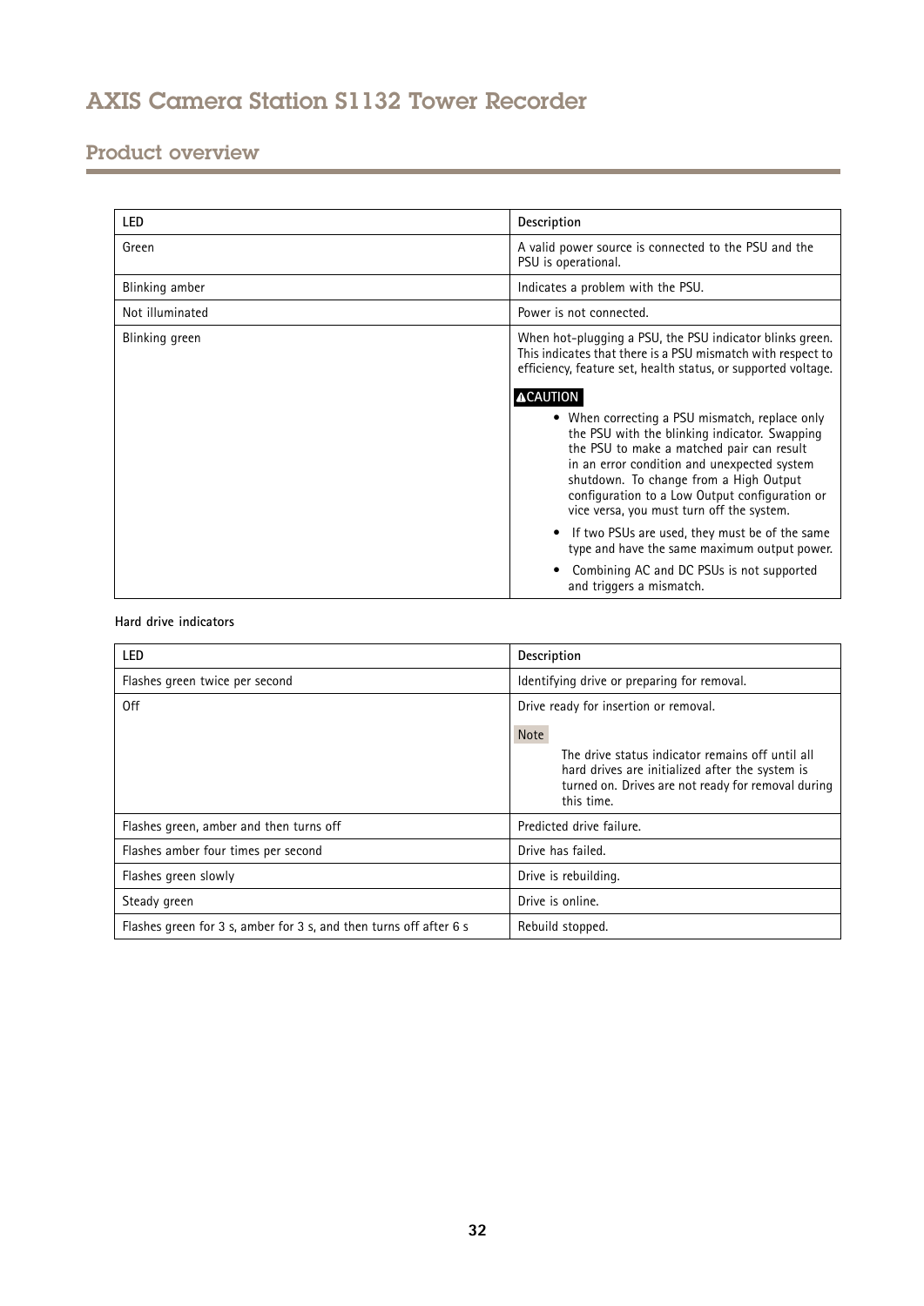# AXIS Camera Station S1132 Tower Recorder

## Product overview

| LED | Description |
|---|---|
| Green | A valid power source is connected to the PSU and the PSU is operational. |
| Blinking amber | Indicates a problem with the PSU. |
| Not illuminated | Power is not connected. |
| Blinking green | When hot-plugging a PSU, the PSU indicator blinks green. This indicates that there is a PSU mismatch with respect to efficiency, feature set, health status, or supported voltage. **⚠CAUTION** • When correcting a PSU mismatch, replace only the PSU with the blinking indicator. Swapping the PSU to make a matched pair can result in an error condition and unexpected system shutdown. To change from a High Output configuration to a Low Output configuration or vice versa, you must turn off the system. • If two PSUs are used, they must be of the same type and have the same maximum output power. • Combining AC and DC PSUs is not supported and triggers a mismatch. |

**Hard drive indicators**

| LED | Description |
|---|---|
| Flashes green twice per second | Identifying drive or preparing for removal. |
| Off | Drive ready for insertion or removal. Note: The drive status indicator remains off until all hard drives are initialized after the system is turned on. Drives are not ready for removal during this time. |
| Flashes green, amber and then turns off | Predicted drive failure. |
| Flashes amber four times per second | Drive has failed. |
| Flashes green slowly | Drive is rebuilding. |
| Steady green | Drive is online. |
| Flashes green for 3 s, amber for 3 s, and then turns off after 6 s | Rebuild stopped. |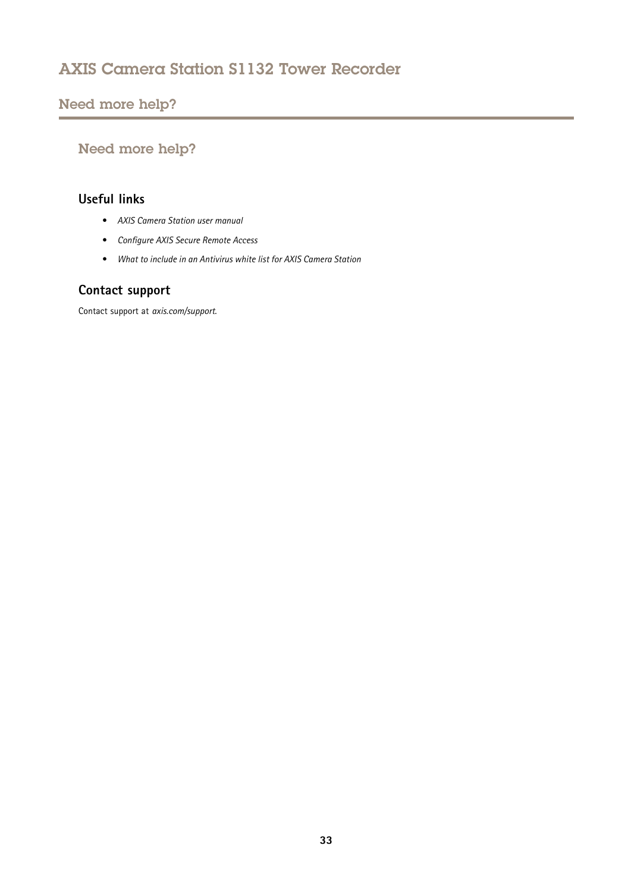# Need more help?

## Useful links

- *AXIS Camera Station user manual*
- *Configure AXIS Secure Remote Access*
- *What to include in an Antivirus white list for AXIS Camera Station*

## Contact support

Contact support at *axis.com/support*.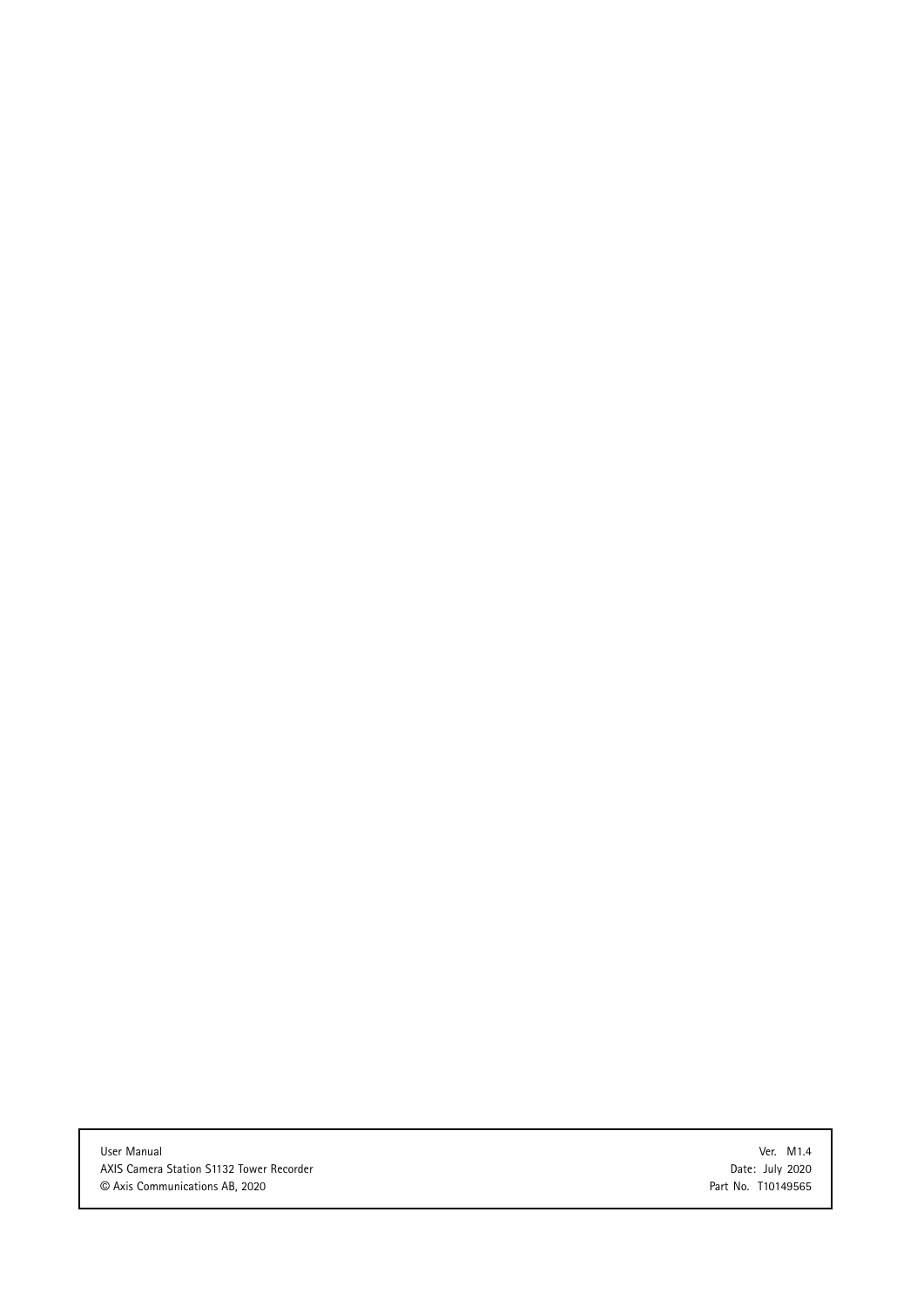User Manual
AXIS Camera Station S1132 Tower Recorder
© Axis Communications AB, 2020

Ver. M1.4
Date: July 2020
Part No. T10149565